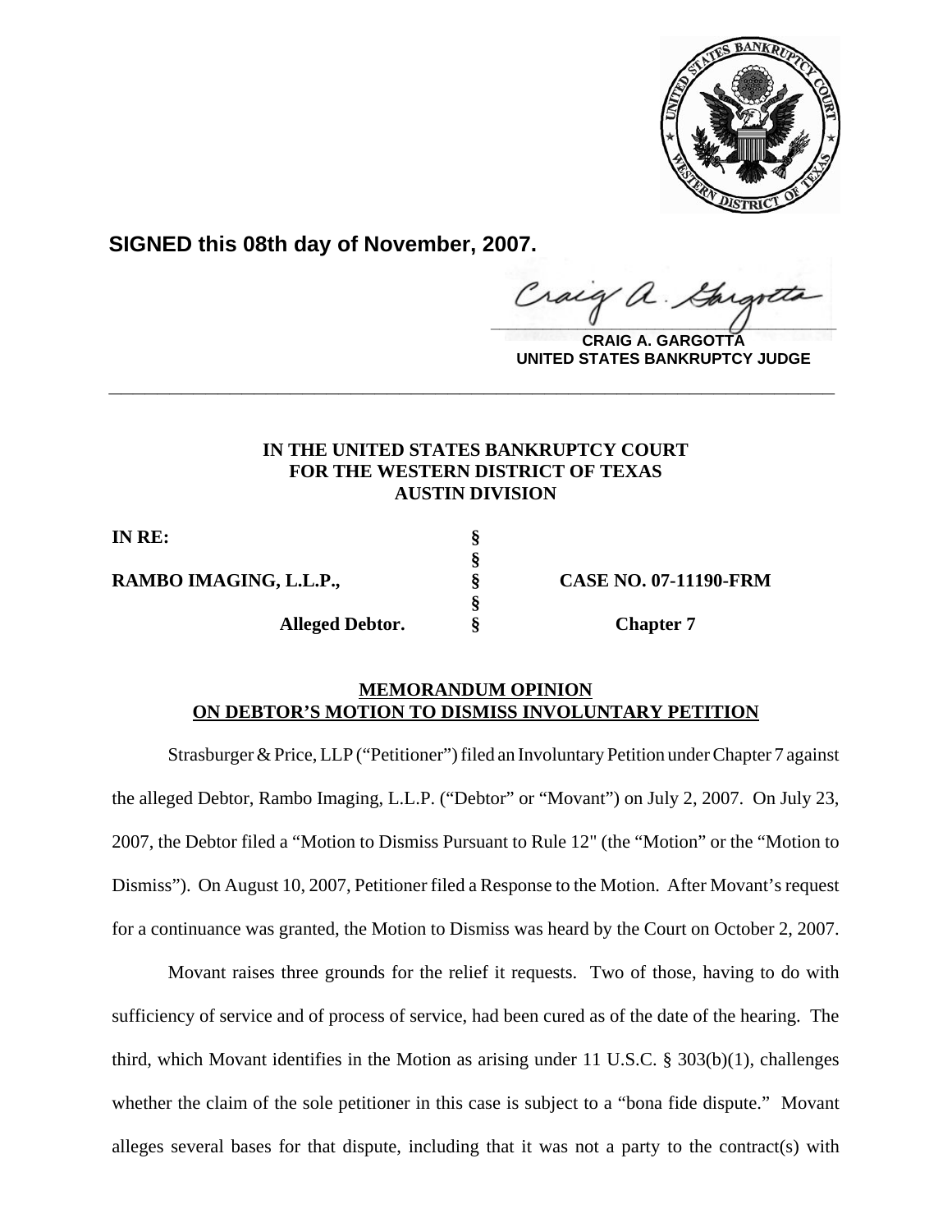**SIGNED this 08th day of November, 2007.**

**CRAIG A. GARGOTTA**
**UNITED STATES BANKRUPTCY JUDGE**

---

**IN THE UNITED STATES BANKRUPTCY COURT**
**FOR THE WESTERN DISTRICT OF TEXAS**
**AUSTIN DIVISION**

| | | |
|---|---|---|
| **IN RE:** | § | |
| | § | |
| **RAMBO IMAGING, L.L.P.,** | § | **CASE NO. 07-11190-FRM** |
| | § | |
| **Alleged Debtor.** | § | **Chapter 7** |

**MEMORANDUM OPINION**
**ON DEBTOR'S MOTION TO DISMISS INVOLUNTARY PETITION**

Strasburger & Price, LLP ("Petitioner") filed an Involuntary Petition under Chapter 7 against the alleged Debtor, Rambo Imaging, L.L.P. ("Debtor" or "Movant") on July 2, 2007. On July 23, 2007, the Debtor filed a "Motion to Dismiss Pursuant to Rule 12" (the "Motion" or the "Motion to Dismiss"). On August 10, 2007, Petitioner filed a Response to the Motion. After Movant's request for a continuance was granted, the Motion to Dismiss was heard by the Court on October 2, 2007.

Movant raises three grounds for the relief it requests. Two of those, having to do with sufficiency of service and of process of service, had been cured as of the date of the hearing. The third, which Movant identifies in the Motion as arising under 11 U.S.C. § 303(b)(1), challenges whether the claim of the sole petitioner in this case is subject to a "bona fide dispute." Movant alleges several bases for that dispute, including that it was not a party to the contract(s) with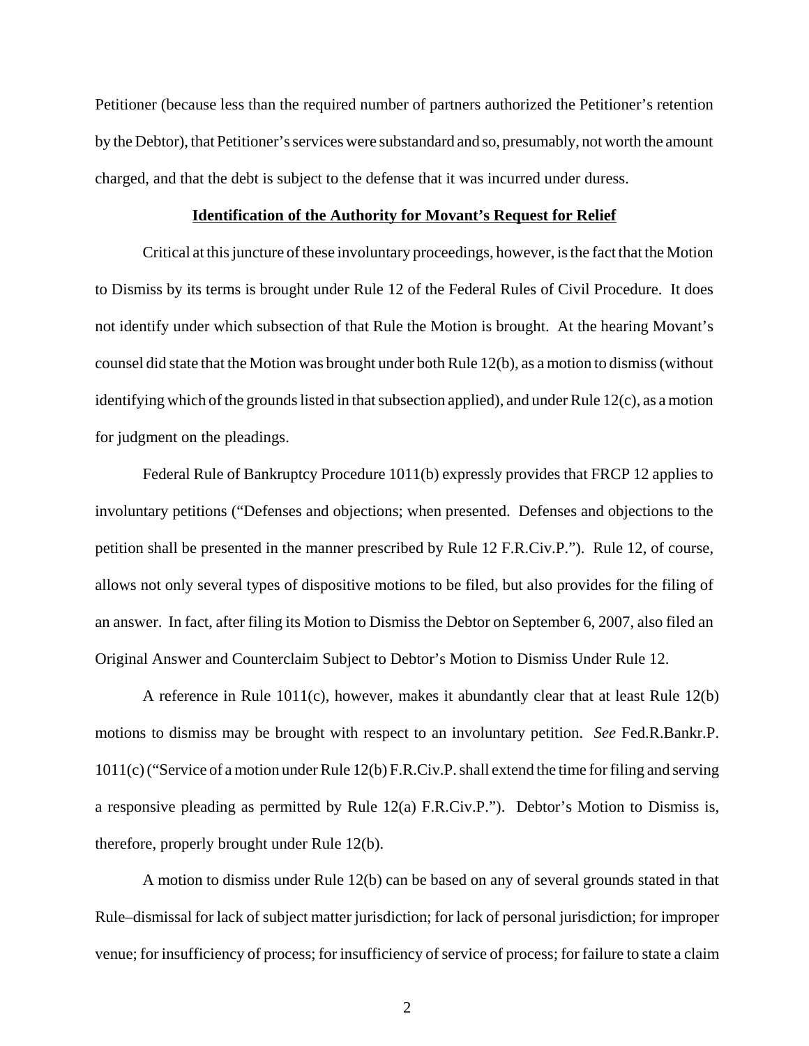Petitioner (because less than the required number of partners authorized the Petitioner's retention by the Debtor), that Petitioner's services were substandard and so, presumably, not worth the amount charged, and that the debt is subject to the defense that it was incurred under duress.

**Identification of the Authority for Movant's Request for Relief**

Critical at this juncture of these involuntary proceedings, however, is the fact that the Motion to Dismiss by its terms is brought under Rule 12 of the Federal Rules of Civil Procedure. It does not identify under which subsection of that Rule the Motion is brought. At the hearing Movant's counsel did state that the Motion was brought under both Rule 12(b), as a motion to dismiss (without identifying which of the grounds listed in that subsection applied), and under Rule 12(c), as a motion for judgment on the pleadings.

Federal Rule of Bankruptcy Procedure 1011(b) expressly provides that FRCP 12 applies to involuntary petitions ("Defenses and objections; when presented. Defenses and objections to the petition shall be presented in the manner prescribed by Rule 12 F.R.Civ.P."). Rule 12, of course, allows not only several types of dispositive motions to be filed, but also provides for the filing of an answer. In fact, after filing its Motion to Dismiss the Debtor on September 6, 2007, also filed an Original Answer and Counterclaim Subject to Debtor's Motion to Dismiss Under Rule 12.

A reference in Rule 1011(c), however, makes it abundantly clear that at least Rule 12(b) motions to dismiss may be brought with respect to an involuntary petition. *See* Fed.R.Bankr.P. 1011(c) ("Service of a motion under Rule 12(b) F.R.Civ.P. shall extend the time for filing and serving a responsive pleading as permitted by Rule 12(a) F.R.Civ.P."). Debtor's Motion to Dismiss is, therefore, properly brought under Rule 12(b).

A motion to dismiss under Rule 12(b) can be based on any of several grounds stated in that Rule–dismissal for lack of subject matter jurisdiction; for lack of personal jurisdiction; for improper venue; for insufficiency of process; for insufficiency of service of process; for failure to state a claim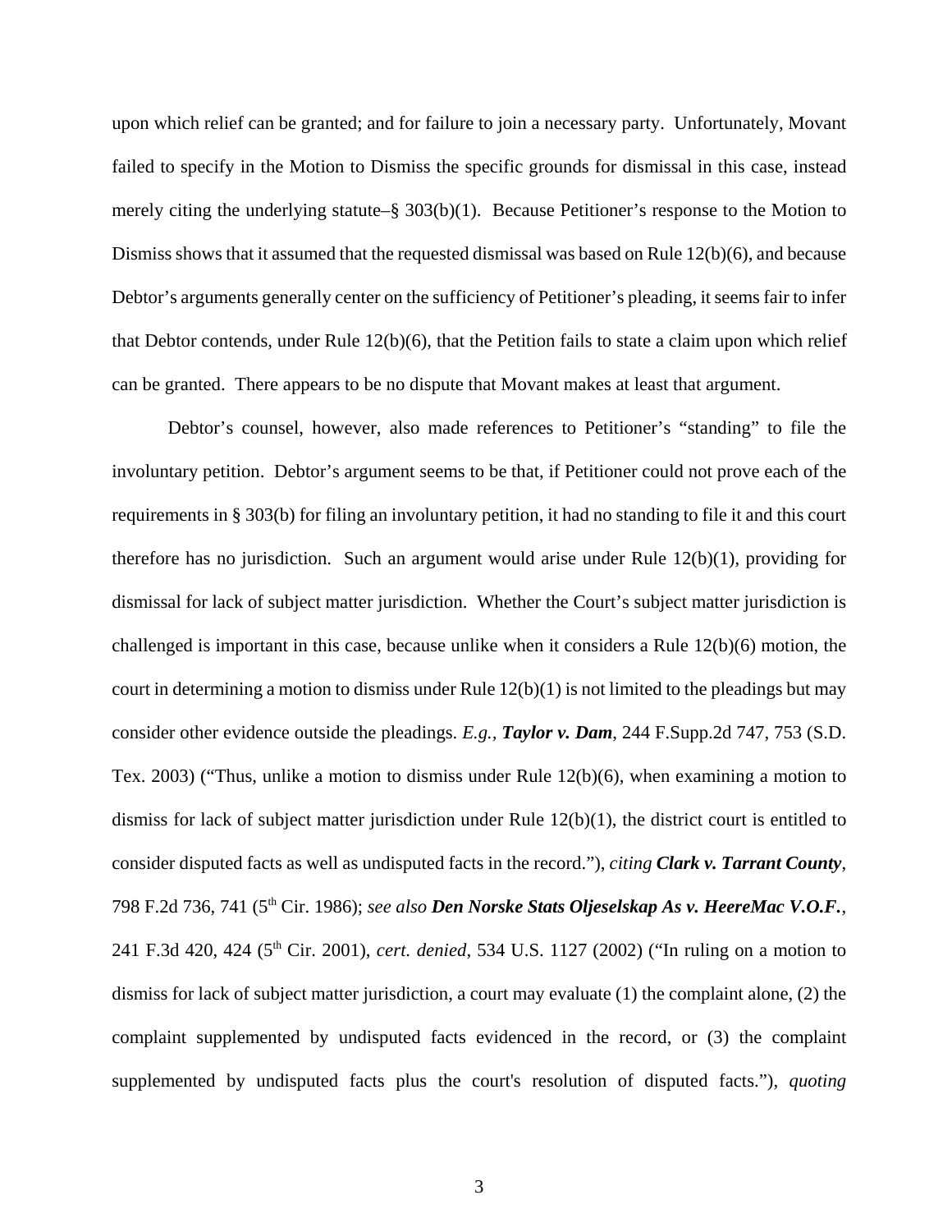upon which relief can be granted; and for failure to join a necessary party. Unfortunately, Movant failed to specify in the Motion to Dismiss the specific grounds for dismissal in this case, instead merely citing the underlying statute–§ 303(b)(1). Because Petitioner's response to the Motion to Dismiss shows that it assumed that the requested dismissal was based on Rule 12(b)(6), and because Debtor's arguments generally center on the sufficiency of Petitioner's pleading, it seems fair to infer that Debtor contends, under Rule 12(b)(6), that the Petition fails to state a claim upon which relief can be granted. There appears to be no dispute that Movant makes at least that argument.

Debtor's counsel, however, also made references to Petitioner's "standing" to file the involuntary petition. Debtor's argument seems to be that, if Petitioner could not prove each of the requirements in § 303(b) for filing an involuntary petition, it had no standing to file it and this court therefore has no jurisdiction. Such an argument would arise under Rule 12(b)(1), providing for dismissal for lack of subject matter jurisdiction. Whether the Court's subject matter jurisdiction is challenged is important in this case, because unlike when it considers a Rule 12(b)(6) motion, the court in determining a motion to dismiss under Rule 12(b)(1) is not limited to the pleadings but may consider other evidence outside the pleadings. *E.g.,* ***Taylor v. Dam***, 244 F.Supp.2d 747, 753 (S.D. Tex. 2003) ("Thus, unlike a motion to dismiss under Rule 12(b)(6), when examining a motion to dismiss for lack of subject matter jurisdiction under Rule 12(b)(1), the district court is entitled to consider disputed facts as well as undisputed facts in the record."), *citing* ***Clark v. Tarrant County***, 798 F.2d 736, 741 (5th Cir. 1986); *see also* ***Den Norske Stats Oljeselskap As v. HeereMac V.O.F.***, 241 F.3d 420, 424 (5th Cir. 2001), *cert. denied*, 534 U.S. 1127 (2002) ("In ruling on a motion to dismiss for lack of subject matter jurisdiction, a court may evaluate (1) the complaint alone, (2) the complaint supplemented by undisputed facts evidenced in the record, or (3) the complaint supplemented by undisputed facts plus the court's resolution of disputed facts."), *quoting*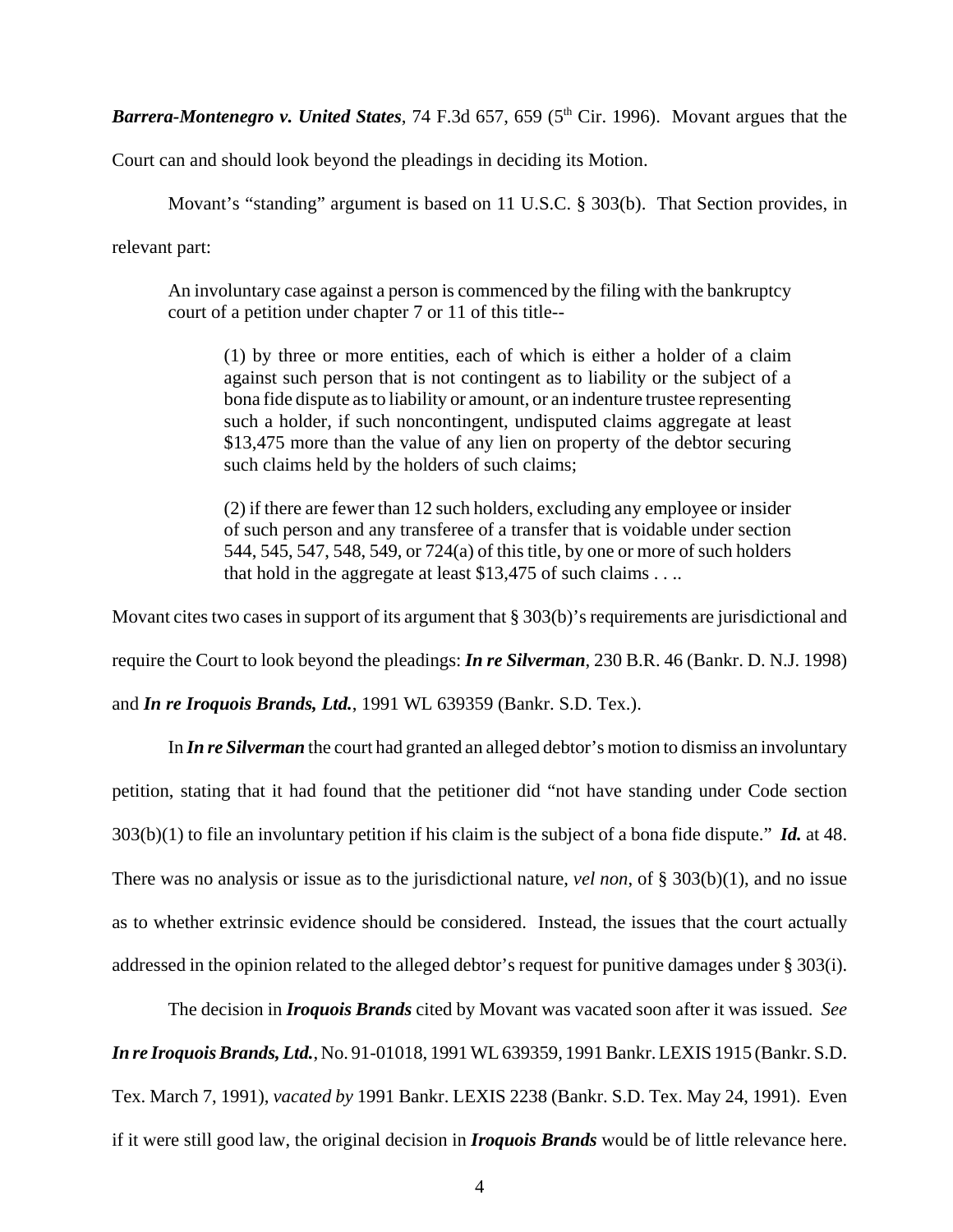***Barrera-Montenegro v. United States***, 74 F.3d 657, 659 (5th Cir. 1996). Movant argues that the Court can and should look beyond the pleadings in deciding its Motion.

Movant's "standing" argument is based on 11 U.S.C. § 303(b). That Section provides, in relevant part:

> An involuntary case against a person is commenced by the filing with the bankruptcy court of a petition under chapter 7 or 11 of this title--
>
> > (1) by three or more entities, each of which is either a holder of a claim against such person that is not contingent as to liability or the subject of a bona fide dispute as to liability or amount, or an indenture trustee representing such a holder, if such noncontingent, undisputed claims aggregate at least $13,475 more than the value of any lien on property of the debtor securing such claims held by the holders of such claims;
> >
> > (2) if there are fewer than 12 such holders, excluding any employee or insider of such person and any transferee of a transfer that is voidable under section 544, 545, 547, 548, 549, or 724(a) of this title, by one or more of such holders that hold in the aggregate at least $13,475 of such claims . . ..

Movant cites two cases in support of its argument that § 303(b)'s requirements are jurisdictional and require the Court to look beyond the pleadings: ***In re Silverman***, 230 B.R. 46 (Bankr. D. N.J. 1998) and ***In re Iroquois Brands, Ltd.***, 1991 WL 639359 (Bankr. S.D. Tex.).

In ***In re Silverman*** the court had granted an alleged debtor's motion to dismiss an involuntary petition, stating that it had found that the petitioner did "not have standing under Code section 303(b)(1) to file an involuntary petition if his claim is the subject of a bona fide dispute." ***Id.*** at 48. There was no analysis or issue as to the jurisdictional nature, *vel non*, of § 303(b)(1), and no issue as to whether extrinsic evidence should be considered. Instead, the issues that the court actually addressed in the opinion related to the alleged debtor's request for punitive damages under § 303(i).

The decision in ***Iroquois Brands*** cited by Movant was vacated soon after it was issued. *See* ***In re Iroquois Brands, Ltd.***, No. 91-01018, 1991 WL 639359, 1991 Bankr. LEXIS 1915 (Bankr. S.D. Tex. March 7, 1991), *vacated by* 1991 Bankr. LEXIS 2238 (Bankr. S.D. Tex. May 24, 1991). Even if it were still good law, the original decision in ***Iroquois Brands*** would be of little relevance here.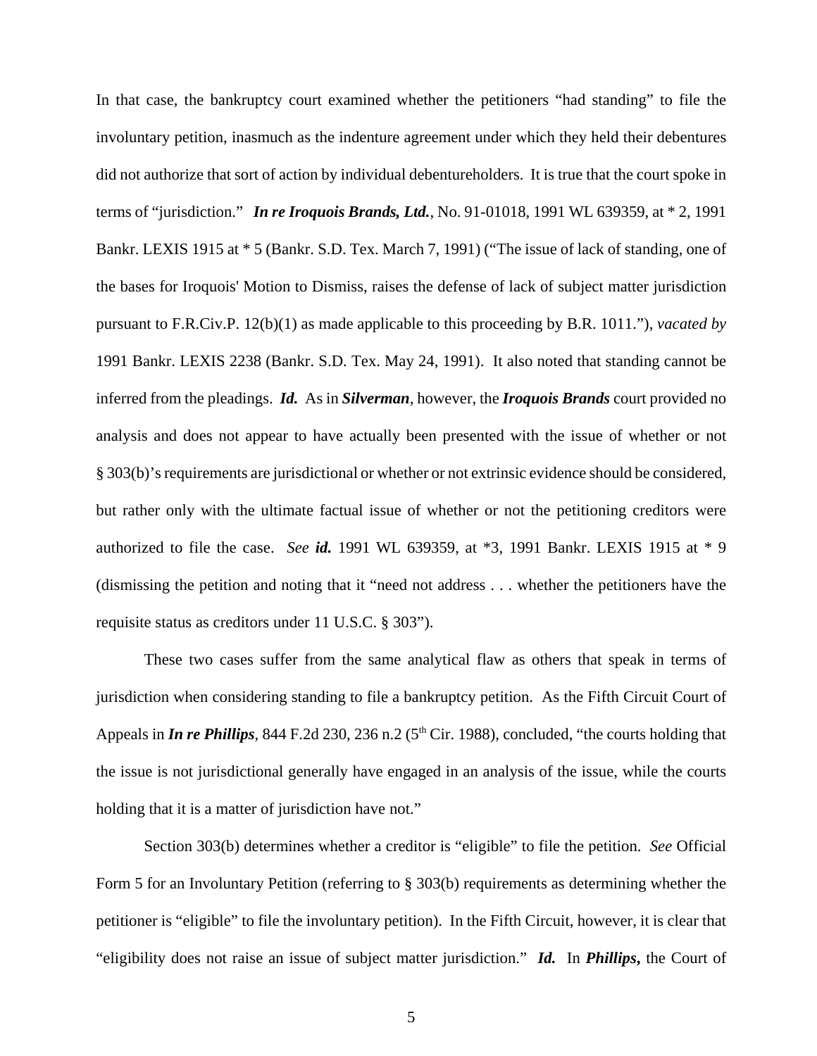In that case, the bankruptcy court examined whether the petitioners "had standing" to file the involuntary petition, inasmuch as the indenture agreement under which they held their debentures did not authorize that sort of action by individual debentureholders. It is true that the court spoke in terms of "jurisdiction." ***In re Iroquois Brands, Ltd.***, No. 91-01018, 1991 WL 639359, at * 2, 1991 Bankr. LEXIS 1915 at * 5 (Bankr. S.D. Tex. March 7, 1991) ("The issue of lack of standing, one of the bases for Iroquois' Motion to Dismiss, raises the defense of lack of subject matter jurisdiction pursuant to F.R.Civ.P. 12(b)(1) as made applicable to this proceeding by B.R. 1011."), *vacated by* 1991 Bankr. LEXIS 2238 (Bankr. S.D. Tex. May 24, 1991). It also noted that standing cannot be inferred from the pleadings. ***Id.*** As in ***Silverman***, however, the ***Iroquois Brands*** court provided no analysis and does not appear to have actually been presented with the issue of whether or not § 303(b)'s requirements are jurisdictional or whether or not extrinsic evidence should be considered, but rather only with the ultimate factual issue of whether or not the petitioning creditors were authorized to file the case. *See* ***id.*** 1991 WL 639359, at *3, 1991 Bankr. LEXIS 1915 at * 9 (dismissing the petition and noting that it "need not address . . . whether the petitioners have the requisite status as creditors under 11 U.S.C. § 303").

These two cases suffer from the same analytical flaw as others that speak in terms of jurisdiction when considering standing to file a bankruptcy petition. As the Fifth Circuit Court of Appeals in ***In re Phillips***, 844 F.2d 230, 236 n.2 (5th Cir. 1988), concluded, "the courts holding that the issue is not jurisdictional generally have engaged in an analysis of the issue, while the courts holding that it is a matter of jurisdiction have not."

Section 303(b) determines whether a creditor is "eligible" to file the petition. *See* Official Form 5 for an Involuntary Petition (referring to § 303(b) requirements as determining whether the petitioner is "eligible" to file the involuntary petition). In the Fifth Circuit, however, it is clear that "eligibility does not raise an issue of subject matter jurisdiction." ***Id.*** In ***Phillips,*** the Court of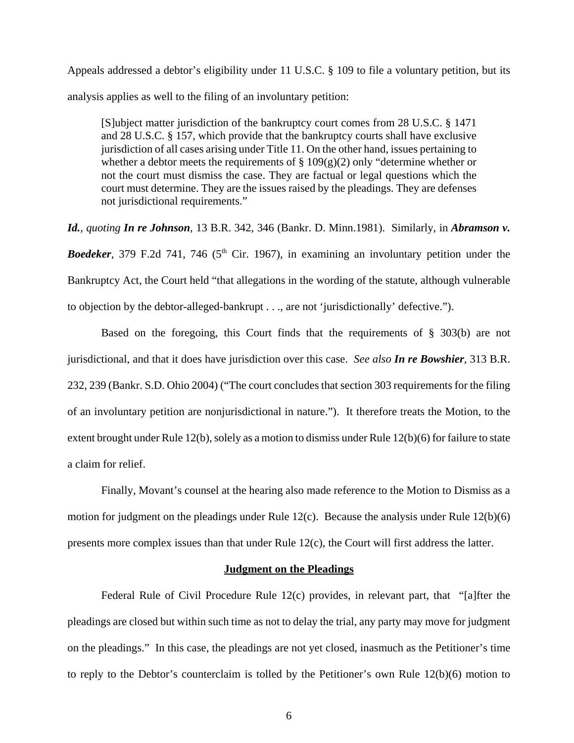Appeals addressed a debtor's eligibility under 11 U.S.C. § 109 to file a voluntary petition, but its analysis applies as well to the filing of an involuntary petition:

> [S]ubject matter jurisdiction of the bankruptcy court comes from 28 U.S.C. § 1471 and 28 U.S.C. § 157, which provide that the bankruptcy courts shall have exclusive jurisdiction of all cases arising under Title 11. On the other hand, issues pertaining to whether a debtor meets the requirements of § 109(g)(2) only "determine whether or not the court must dismiss the case. They are factual or legal questions which the court must determine. They are the issues raised by the pleadings. They are defenses not jurisdictional requirements."

***Id.***, *quoting* ***In re Johnson***, 13 B.R. 342, 346 (Bankr. D. Minn.1981). Similarly, in ***Abramson v. Boedeker***, 379 F.2d 741, 746 (5th Cir. 1967), in examining an involuntary petition under the Bankruptcy Act, the Court held "that allegations in the wording of the statute, although vulnerable to objection by the debtor-alleged-bankrupt . . ., are not 'jurisdictionally' defective.").

Based on the foregoing, this Court finds that the requirements of § 303(b) are not jurisdictional, and that it does have jurisdiction over this case. *See also* ***In re Bowshier***, 313 B.R. 232, 239 (Bankr. S.D. Ohio 2004) ("The court concludes that section 303 requirements for the filing of an involuntary petition are nonjurisdictional in nature."). It therefore treats the Motion, to the extent brought under Rule 12(b), solely as a motion to dismiss under Rule 12(b)(6) for failure to state a claim for relief.

Finally, Movant's counsel at the hearing also made reference to the Motion to Dismiss as a motion for judgment on the pleadings under Rule 12(c). Because the analysis under Rule 12(b)(6) presents more complex issues than that under Rule 12(c), the Court will first address the latter.

## Judgment on the Pleadings

Federal Rule of Civil Procedure Rule 12(c) provides, in relevant part, that "[a]fter the pleadings are closed but within such time as not to delay the trial, any party may move for judgment on the pleadings." In this case, the pleadings are not yet closed, inasmuch as the Petitioner's time to reply to the Debtor's counterclaim is tolled by the Petitioner's own Rule 12(b)(6) motion to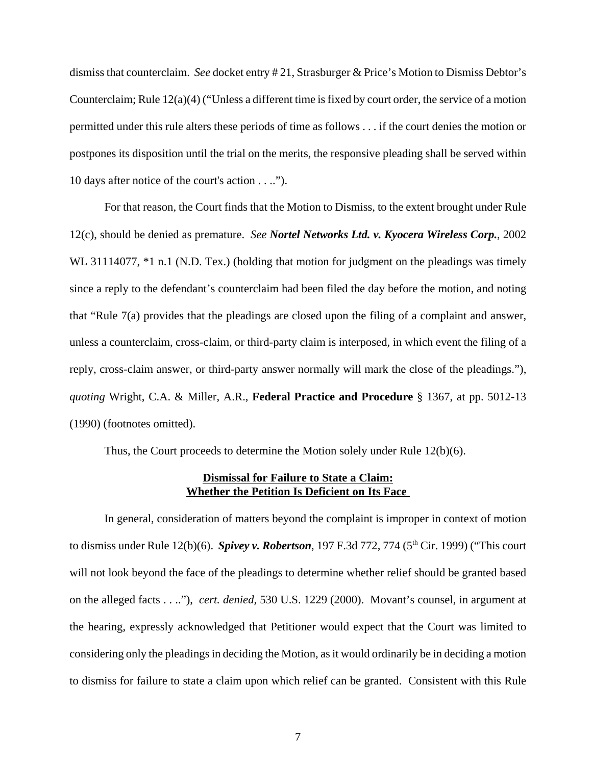dismiss that counterclaim. *See* docket entry # 21, Strasburger & Price's Motion to Dismiss Debtor's Counterclaim; Rule 12(a)(4) ("Unless a different time is fixed by court order, the service of a motion permitted under this rule alters these periods of time as follows . . . if the court denies the motion or postpones its disposition until the trial on the merits, the responsive pleading shall be served within 10 days after notice of the court's action . . ..").

For that reason, the Court finds that the Motion to Dismiss, to the extent brought under Rule 12(c), should be denied as premature. *See* ***Nortel Networks Ltd. v. Kyocera Wireless Corp.***, 2002 WL 31114077, *1 n.1 (N.D. Tex.) (holding that motion for judgment on the pleadings was timely since a reply to the defendant's counterclaim had been filed the day before the motion, and noting that "Rule 7(a) provides that the pleadings are closed upon the filing of a complaint and answer, unless a counterclaim, cross-claim, or third-party claim is interposed, in which event the filing of a reply, cross-claim answer, or third-party answer normally will mark the close of the pleadings."), *quoting* Wright, C.A. & Miller, A.R., **Federal Practice and Procedure** § 1367, at pp. 5012-13 (1990) (footnotes omitted).

Thus, the Court proceeds to determine the Motion solely under Rule 12(b)(6).

## Dismissal for Failure to State a Claim: Whether the Petition Is Deficient on Its Face

In general, consideration of matters beyond the complaint is improper in context of motion to dismiss under Rule 12(b)(6). ***Spivey v. Robertson***, 197 F.3d 772, 774 (5th Cir. 1999) ("This court will not look beyond the face of the pleadings to determine whether relief should be granted based on the alleged facts . . .."), *cert. denied*, 530 U.S. 1229 (2000). Movant's counsel, in argument at the hearing, expressly acknowledged that Petitioner would expect that the Court was limited to considering only the pleadings in deciding the Motion, as it would ordinarily be in deciding a motion to dismiss for failure to state a claim upon which relief can be granted. Consistent with this Rule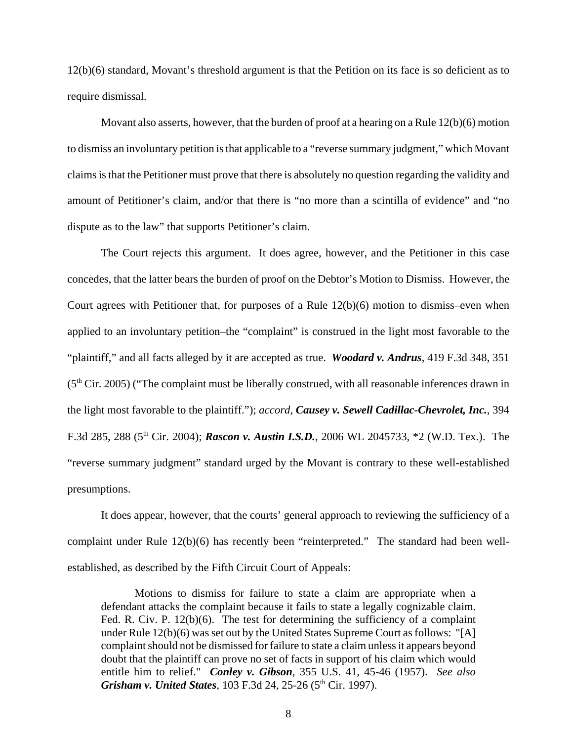12(b)(6) standard, Movant's threshold argument is that the Petition on its face is so deficient as to require dismissal.

Movant also asserts, however, that the burden of proof at a hearing on a Rule 12(b)(6) motion to dismiss an involuntary petition is that applicable to a "reverse summary judgment," which Movant claims is that the Petitioner must prove that there is absolutely no question regarding the validity and amount of Petitioner's claim, and/or that there is "no more than a scintilla of evidence" and "no dispute as to the law" that supports Petitioner's claim.

The Court rejects this argument. It does agree, however, and the Petitioner in this case concedes, that the latter bears the burden of proof on the Debtor's Motion to Dismiss. However, the Court agrees with Petitioner that, for purposes of a Rule 12(b)(6) motion to dismiss–even when applied to an involuntary petition–the "complaint" is construed in the light most favorable to the "plaintiff," and all facts alleged by it are accepted as true. ***Woodard v. Andrus***, 419 F.3d 348, 351 (5th Cir. 2005) ("The complaint must be liberally construed, with all reasonable inferences drawn in the light most favorable to the plaintiff."); *accord*, ***Causey v. Sewell Cadillac-Chevrolet, Inc.***, 394 F.3d 285, 288 (5th Cir. 2004); ***Rascon v. Austin I.S.D.***, 2006 WL 2045733, *2 (W.D. Tex.). The "reverse summary judgment" standard urged by the Movant is contrary to these well-established presumptions.

It does appear, however, that the courts' general approach to reviewing the sufficiency of a complaint under Rule 12(b)(6) has recently been "reinterpreted." The standard had been well-established, as described by the Fifth Circuit Court of Appeals:

> Motions to dismiss for failure to state a claim are appropriate when a defendant attacks the complaint because it fails to state a legally cognizable claim. Fed. R. Civ. P. 12(b)(6). The test for determining the sufficiency of a complaint under Rule 12(b)(6) was set out by the United States Supreme Court as follows: "[A] complaint should not be dismissed for failure to state a claim unless it appears beyond doubt that the plaintiff can prove no set of facts in support of his claim which would entitle him to relief." ***Conley v. Gibson***, 355 U.S. 41, 45-46 (1957). *See also* ***Grisham v. United States***, 103 F.3d 24, 25-26 (5th Cir. 1997).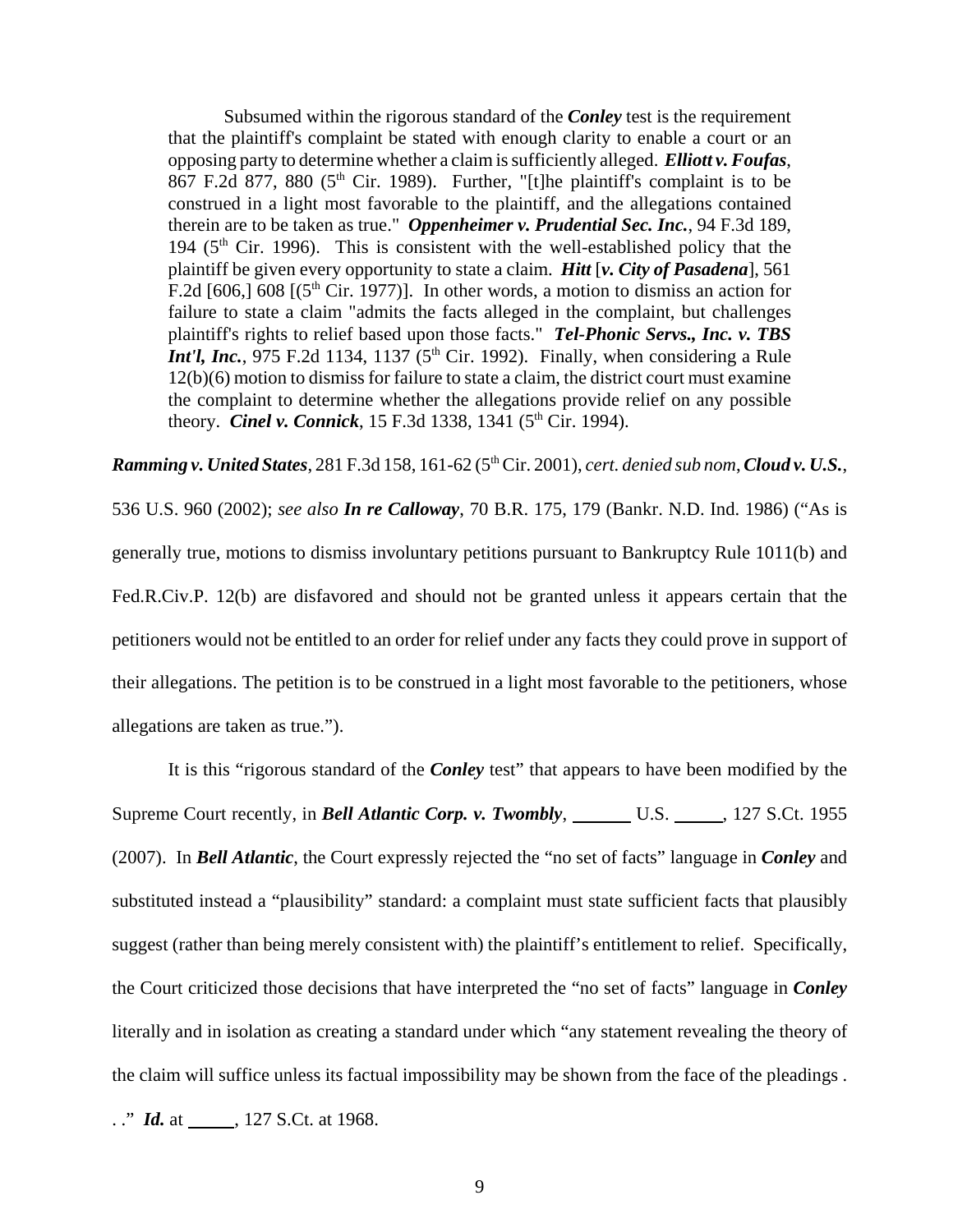> Subsumed within the rigorous standard of the ***Conley*** test is the requirement that the plaintiff's complaint be stated with enough clarity to enable a court or an opposing party to determine whether a claim is sufficiently alleged. ***Elliott v. Foufas***, 867 F.2d 877, 880 (5th Cir. 1989). Further, "[t]he plaintiff's complaint is to be construed in a light most favorable to the plaintiff, and the allegations contained therein are to be taken as true." ***Oppenheimer v. Prudential Sec. Inc.***, 94 F.3d 189, 194 (5th Cir. 1996). This is consistent with the well-established policy that the plaintiff be given every opportunity to state a claim. ***Hitt*** [***v. City of Pasadena***], 561 F.2d [606,] 608 [(5th Cir. 1977)]. In other words, a motion to dismiss an action for failure to state a claim "admits the facts alleged in the complaint, but challenges plaintiff's rights to relief based upon those facts." ***Tel-Phonic Servs., Inc. v. TBS Int'l, Inc.***, 975 F.2d 1134, 1137 (5th Cir. 1992). Finally, when considering a Rule 12(b)(6) motion to dismiss for failure to state a claim, the district court must examine the complaint to determine whether the allegations provide relief on any possible theory. ***Cinel v. Connick***, 15 F.3d 1338, 1341 (5th Cir. 1994).

***Ramming v. United States***, 281 F.3d 158, 161-62 (5th Cir. 2001), *cert. denied sub nom*, ***Cloud v. U.S.***, 536 U.S. 960 (2002); *see also* ***In re Calloway***, 70 B.R. 175, 179 (Bankr. N.D. Ind. 1986) ("As is generally true, motions to dismiss involuntary petitions pursuant to Bankruptcy Rule 1011(b) and Fed.R.Civ.P. 12(b) are disfavored and should not be granted unless it appears certain that the petitioners would not be entitled to an order for relief under any facts they could prove in support of their allegations. The petition is to be construed in a light most favorable to the petitioners, whose allegations are taken as true.").

It is this "rigorous standard of the ***Conley*** test" that appears to have been modified by the Supreme Court recently, in ***Bell Atlantic Corp. v. Twombly***, ______ U.S. _____, 127 S.Ct. 1955 (2007). In ***Bell Atlantic***, the Court expressly rejected the "no set of facts" language in ***Conley*** and substituted instead a "plausibility" standard: a complaint must state sufficient facts that plausibly suggest (rather than being merely consistent with) the plaintiff's entitlement to relief. Specifically, the Court criticized those decisions that have interpreted the "no set of facts" language in ***Conley*** literally and in isolation as creating a standard under which "any statement revealing the theory of the claim will suffice unless its factual impossibility may be shown from the face of the pleadings . . ." ***Id.*** at _____, 127 S.Ct. at 1968.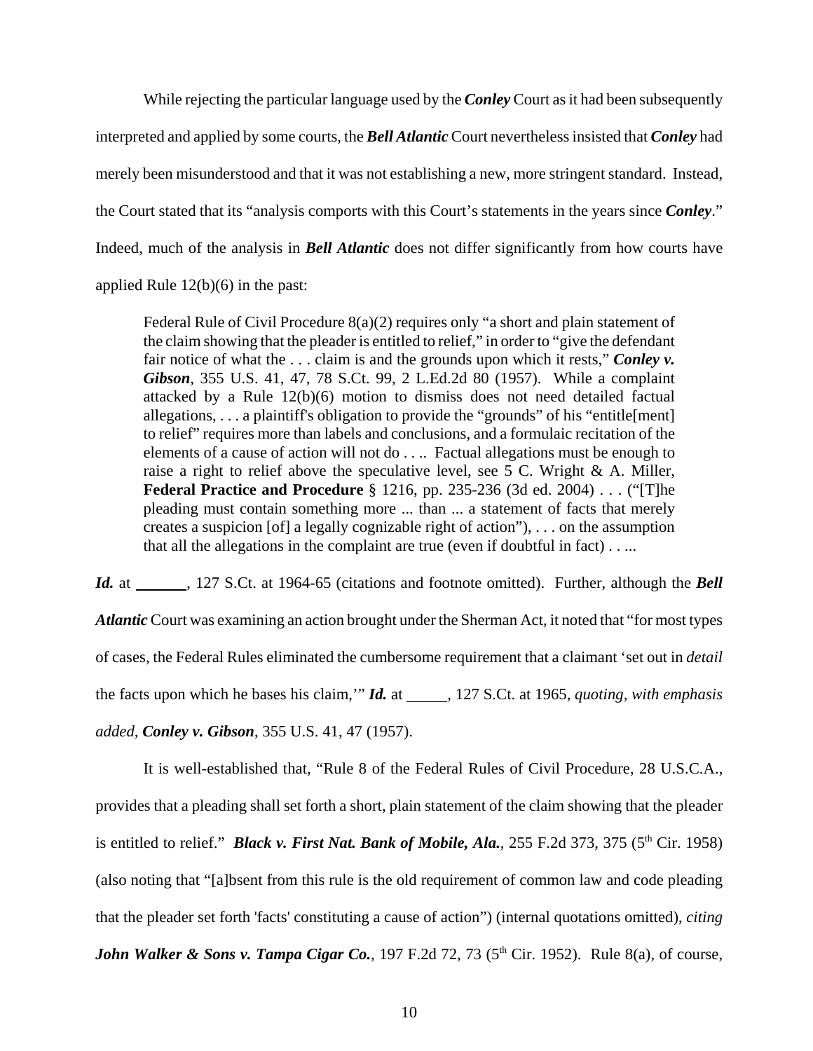While rejecting the particular language used by the ***Conley*** Court as it had been subsequently interpreted and applied by some courts, the ***Bell Atlantic*** Court nevertheless insisted that ***Conley*** had merely been misunderstood and that it was not establishing a new, more stringent standard. Instead, the Court stated that its "analysis comports with this Court's statements in the years since ***Conley***." Indeed, much of the analysis in ***Bell Atlantic*** does not differ significantly from how courts have applied Rule 12(b)(6) in the past:

> Federal Rule of Civil Procedure 8(a)(2) requires only "a short and plain statement of the claim showing that the pleader is entitled to relief," in order to "give the defendant fair notice of what the . . . claim is and the grounds upon which it rests," ***Conley v. Gibson***, 355 U.S. 41, 47, 78 S.Ct. 99, 2 L.Ed.2d 80 (1957). While a complaint attacked by a Rule 12(b)(6) motion to dismiss does not need detailed factual allegations, . . . a plaintiff's obligation to provide the "grounds" of his "entitle[ment] to relief" requires more than labels and conclusions, and a formulaic recitation of the elements of a cause of action will not do . . .. Factual allegations must be enough to raise a right to relief above the speculative level, see 5 C. Wright & A. Miller, **Federal Practice and Procedure** § 1216, pp. 235-236 (3d ed. 2004) . . . ("[T]he pleading must contain something more ... than ... a statement of facts that merely creates a suspicion [of] a legally cognizable right of action"), . . . on the assumption that all the allegations in the complaint are true (even if doubtful in fact) . . ..

***Id.*** at \_\_\_\_\_\_, 127 S.Ct. at 1964-65 (citations and footnote omitted). Further, although the ***Bell Atlantic*** Court was examining an action brought under the Sherman Act, it noted that "for most types of cases, the Federal Rules eliminated the cumbersome requirement that a claimant 'set out in *detail* the facts upon which he bases his claim,'" ***Id.*** at \_\_\_\_\_, 127 S.Ct. at 1965, *quoting, with emphasis added,* ***Conley v. Gibson***, 355 U.S. 41, 47 (1957).

It is well-established that, "Rule 8 of the Federal Rules of Civil Procedure, 28 U.S.C.A., provides that a pleading shall set forth a short, plain statement of the claim showing that the pleader is entitled to relief." ***Black v. First Nat. Bank of Mobile, Ala.***, 255 F.2d 373, 375 (5th Cir. 1958) (also noting that "[a]bsent from this rule is the old requirement of common law and code pleading that the pleader set forth 'facts' constituting a cause of action") (internal quotations omitted), *citing* ***John Walker & Sons v. Tampa Cigar Co.***, 197 F.2d 72, 73 (5th Cir. 1952). Rule 8(a), of course,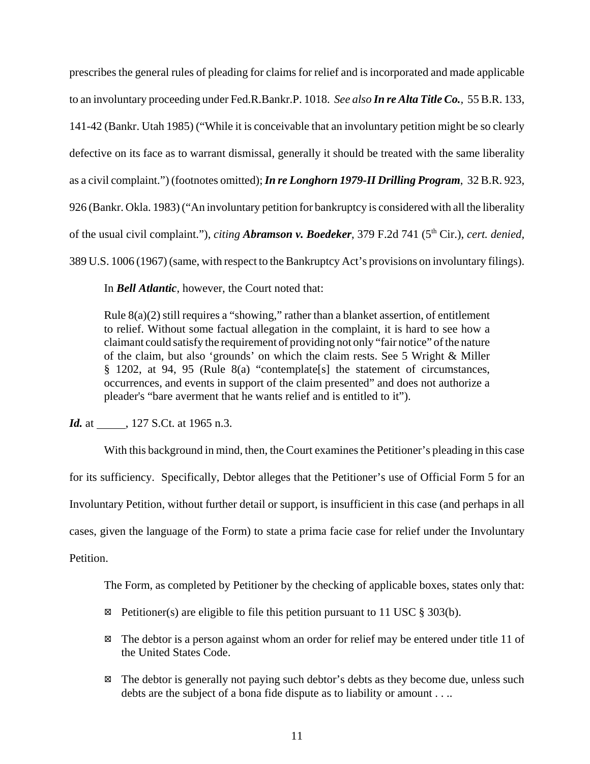prescribes the general rules of pleading for claims for relief and is incorporated and made applicable to an involuntary proceeding under Fed.R.Bankr.P. 1018. *See also* ***In re Alta Title Co.***, 55 B.R. 133, 141-42 (Bankr. Utah 1985) ("While it is conceivable that an involuntary petition might be so clearly defective on its face as to warrant dismissal, generally it should be treated with the same liberality as a civil complaint.") (footnotes omitted); ***In re Longhorn 1979-II Drilling Program***, 32 B.R. 923, 926 (Bankr. Okla. 1983) ("An involuntary petition for bankruptcy is considered with all the liberality of the usual civil complaint."), *citing* ***Abramson v. Boedeker***, 379 F.2d 741 (5th Cir.), *cert. denied*, 389 U.S. 1006 (1967) (same, with respect to the Bankruptcy Act's provisions on involuntary filings).

In ***Bell Atlantic***, however, the Court noted that:

> Rule 8(a)(2) still requires a "showing," rather than a blanket assertion, of entitlement to relief. Without some factual allegation in the complaint, it is hard to see how a claimant could satisfy the requirement of providing not only "fair notice" of the nature of the claim, but also 'grounds' on which the claim rests. See 5 Wright & Miller § 1202, at 94, 95 (Rule 8(a) "contemplate[s] the statement of circumstances, occurrences, and events in support of the claim presented" and does not authorize a pleader's "bare averment that he wants relief and is entitled to it").

***Id.*** at \_\_\_\_\_, 127 S.Ct. at 1965 n.3.

With this background in mind, then, the Court examines the Petitioner's pleading in this case for its sufficiency. Specifically, Debtor alleges that the Petitioner's use of Official Form 5 for an Involuntary Petition, without further detail or support, is insufficient in this case (and perhaps in all cases, given the language of the Form) to state a prima facie case for relief under the Involuntary Petition.

The Form, as completed by Petitioner by the checking of applicable boxes, states only that:

- ☒ Petitioner(s) are eligible to file this petition pursuant to 11 USC § 303(b).
- ☒ The debtor is a person against whom an order for relief may be entered under title 11 of the United States Code.
- ☒ The debtor is generally not paying such debtor's debts as they become due, unless such debts are the subject of a bona fide dispute as to liability or amount . . ..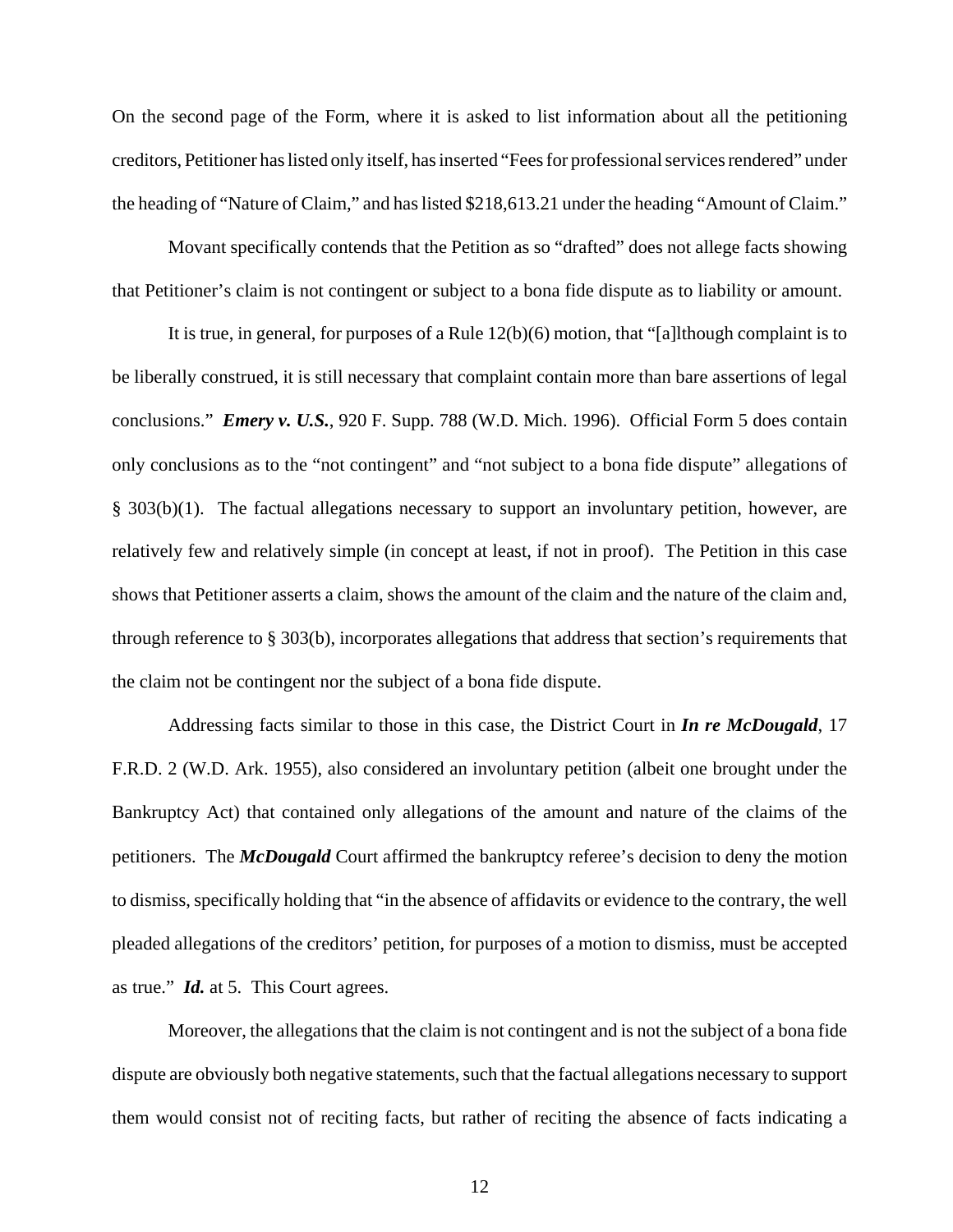On the second page of the Form, where it is asked to list information about all the petitioning creditors, Petitioner has listed only itself, has inserted "Fees for professional services rendered" under the heading of "Nature of Claim," and has listed $218,613.21 under the heading "Amount of Claim."

Movant specifically contends that the Petition as so "drafted" does not allege facts showing that Petitioner's claim is not contingent or subject to a bona fide dispute as to liability or amount.

It is true, in general, for purposes of a Rule 12(b)(6) motion, that "[a]lthough complaint is to be liberally construed, it is still necessary that complaint contain more than bare assertions of legal conclusions." ***Emery v. U.S.***, 920 F. Supp. 788 (W.D. Mich. 1996). Official Form 5 does contain only conclusions as to the "not contingent" and "not subject to a bona fide dispute" allegations of § 303(b)(1). The factual allegations necessary to support an involuntary petition, however, are relatively few and relatively simple (in concept at least, if not in proof). The Petition in this case shows that Petitioner asserts a claim, shows the amount of the claim and the nature of the claim and, through reference to § 303(b), incorporates allegations that address that section's requirements that the claim not be contingent nor the subject of a bona fide dispute.

Addressing facts similar to those in this case, the District Court in ***In re McDougald***, 17 F.R.D. 2 (W.D. Ark. 1955), also considered an involuntary petition (albeit one brought under the Bankruptcy Act) that contained only allegations of the amount and nature of the claims of the petitioners. The ***McDougald*** Court affirmed the bankruptcy referee's decision to deny the motion to dismiss, specifically holding that "in the absence of affidavits or evidence to the contrary, the well pleaded allegations of the creditors' petition, for purposes of a motion to dismiss, must be accepted as true." ***Id.*** at 5. This Court agrees.

Moreover, the allegations that the claim is not contingent and is not the subject of a bona fide dispute are obviously both negative statements, such that the factual allegations necessary to support them would consist not of reciting facts, but rather of reciting the absence of facts indicating a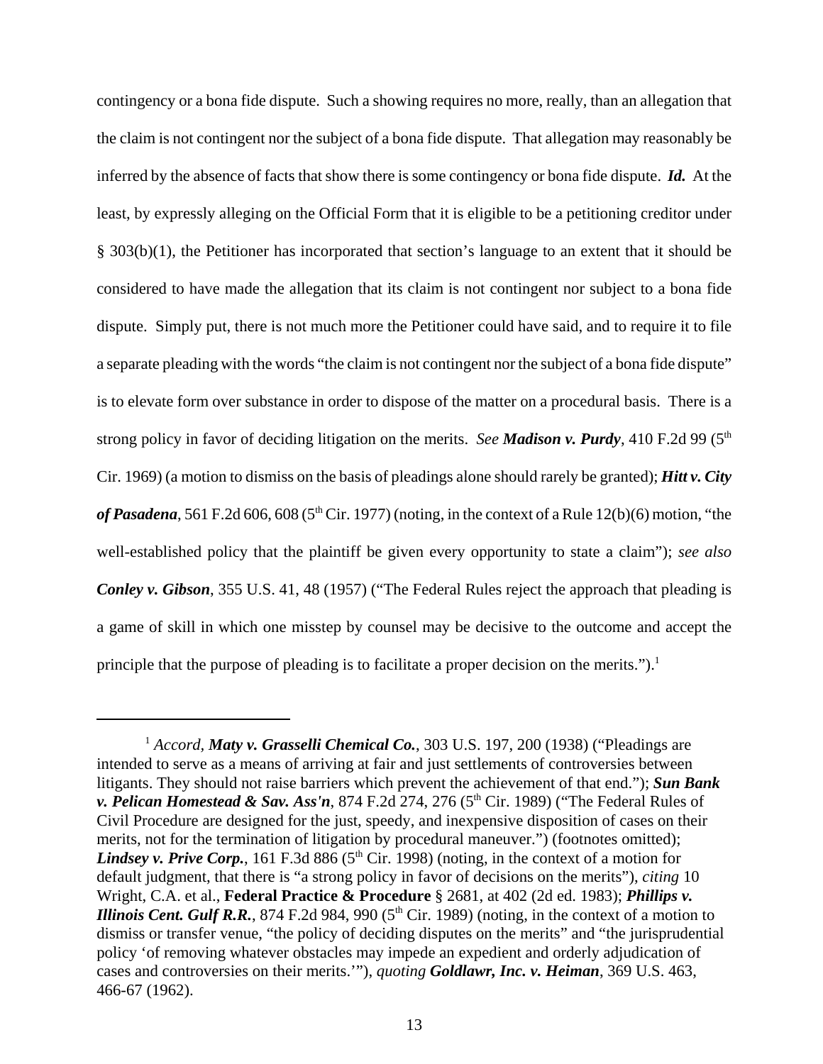contingency or a bona fide dispute. Such a showing requires no more, really, than an allegation that the claim is not contingent nor the subject of a bona fide dispute. That allegation may reasonably be inferred by the absence of facts that show there is some contingency or bona fide dispute. ***Id.*** At the least, by expressly alleging on the Official Form that it is eligible to be a petitioning creditor under § 303(b)(1), the Petitioner has incorporated that section's language to an extent that it should be considered to have made the allegation that its claim is not contingent nor subject to a bona fide dispute. Simply put, there is not much more the Petitioner could have said, and to require it to file a separate pleading with the words "the claim is not contingent nor the subject of a bona fide dispute" is to elevate form over substance in order to dispose of the matter on a procedural basis. There is a strong policy in favor of deciding litigation on the merits. *See* ***Madison v. Purdy***, 410 F.2d 99 (5th Cir. 1969) (a motion to dismiss on the basis of pleadings alone should rarely be granted); ***Hitt v. City of Pasadena***, 561 F.2d 606, 608 (5th Cir. 1977) (noting, in the context of a Rule 12(b)(6) motion, "the well-established policy that the plaintiff be given every opportunity to state a claim"); *see also* ***Conley v. Gibson***, 355 U.S. 41, 48 (1957) ("The Federal Rules reject the approach that pleading is a game of skill in which one misstep by counsel may be decisive to the outcome and accept the principle that the purpose of pleading is to facilitate a proper decision on the merits.").[1]

---

[1] *Accord,* ***Maty v. Grasselli Chemical Co.***, 303 U.S. 197, 200 (1938) ("Pleadings are intended to serve as a means of arriving at fair and just settlements of controversies between litigants. They should not raise barriers which prevent the achievement of that end."); ***Sun Bank v. Pelican Homestead & Sav. Ass'n***, 874 F.2d 274, 276 (5th Cir. 1989) ("The Federal Rules of Civil Procedure are designed for the just, speedy, and inexpensive disposition of cases on their merits, not for the termination of litigation by procedural maneuver.") (footnotes omitted); ***Lindsey v. Prive Corp.***, 161 F.3d 886 (5th Cir. 1998) (noting, in the context of a motion for default judgment, that there is "a strong policy in favor of decisions on the merits"), *citing* 10 Wright, C.A. et al., **Federal Practice & Procedure** § 2681, at 402 (2d ed. 1983); ***Phillips v. Illinois Cent. Gulf R.R.***, 874 F.2d 984, 990 (5th Cir. 1989) (noting, in the context of a motion to dismiss or transfer venue, "the policy of deciding disputes on the merits" and "the jurisprudential policy 'of removing whatever obstacles may impede an expedient and orderly adjudication of cases and controversies on their merits.'"), *quoting* ***Goldlawr, Inc. v. Heiman***, 369 U.S. 463, 466-67 (1962).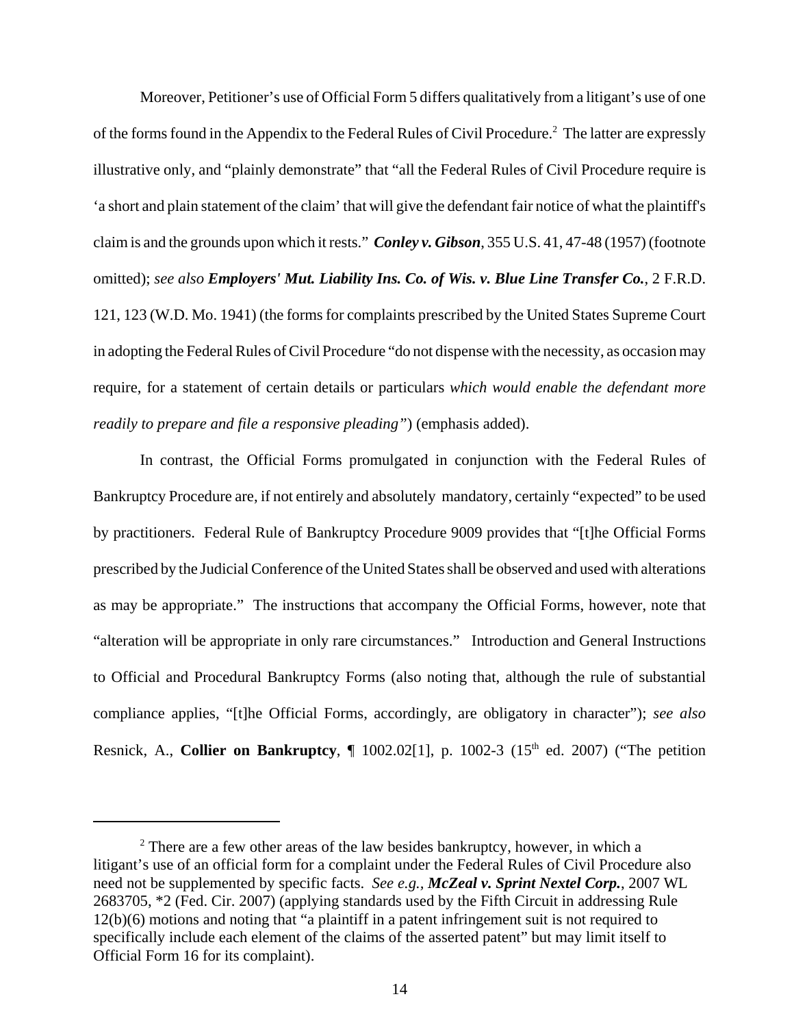Moreover, Petitioner's use of Official Form 5 differs qualitatively from a litigant's use of one of the forms found in the Appendix to the Federal Rules of Civil Procedure.[2] The latter are expressly illustrative only, and "plainly demonstrate" that "all the Federal Rules of Civil Procedure require is 'a short and plain statement of the claim' that will give the defendant fair notice of what the plaintiff's claim is and the grounds upon which it rests." ***Conley v. Gibson***, 355 U.S. 41, 47-48 (1957) (footnote omitted); *see also* ***Employers' Mut. Liability Ins. Co. of Wis. v. Blue Line Transfer Co.***, 2 F.R.D. 121, 123 (W.D. Mo. 1941) (the forms for complaints prescribed by the United States Supreme Court in adopting the Federal Rules of Civil Procedure "do not dispense with the necessity, as occasion may require, for a statement of certain details or particulars *which would enable the defendant more readily to prepare and file a responsive pleading"*) (emphasis added).

In contrast, the Official Forms promulgated in conjunction with the Federal Rules of Bankruptcy Procedure are, if not entirely and absolutely mandatory, certainly "expected" to be used by practitioners. Federal Rule of Bankruptcy Procedure 9009 provides that "[t]he Official Forms prescribed by the Judicial Conference of the United States shall be observed and used with alterations as may be appropriate." The instructions that accompany the Official Forms, however, note that "alteration will be appropriate in only rare circumstances." Introduction and General Instructions to Official and Procedural Bankruptcy Forms (also noting that, although the rule of substantial compliance applies, "[t]he Official Forms, accordingly, are obligatory in character"); *see also* Resnick, A., **Collier on Bankruptcy**, ¶ 1002.02[1], p. 1002-3 (15th ed. 2007) ("The petition

---

[2] There are a few other areas of the law besides bankruptcy, however, in which a litigant's use of an official form for a complaint under the Federal Rules of Civil Procedure also need not be supplemented by specific facts. *See e.g.,* ***McZeal v. Sprint Nextel Corp.***, 2007 WL 2683705, *2 (Fed. Cir. 2007) (applying standards used by the Fifth Circuit in addressing Rule 12(b)(6) motions and noting that "a plaintiff in a patent infringement suit is not required to specifically include each element of the claims of the asserted patent" but may limit itself to Official Form 16 for its complaint).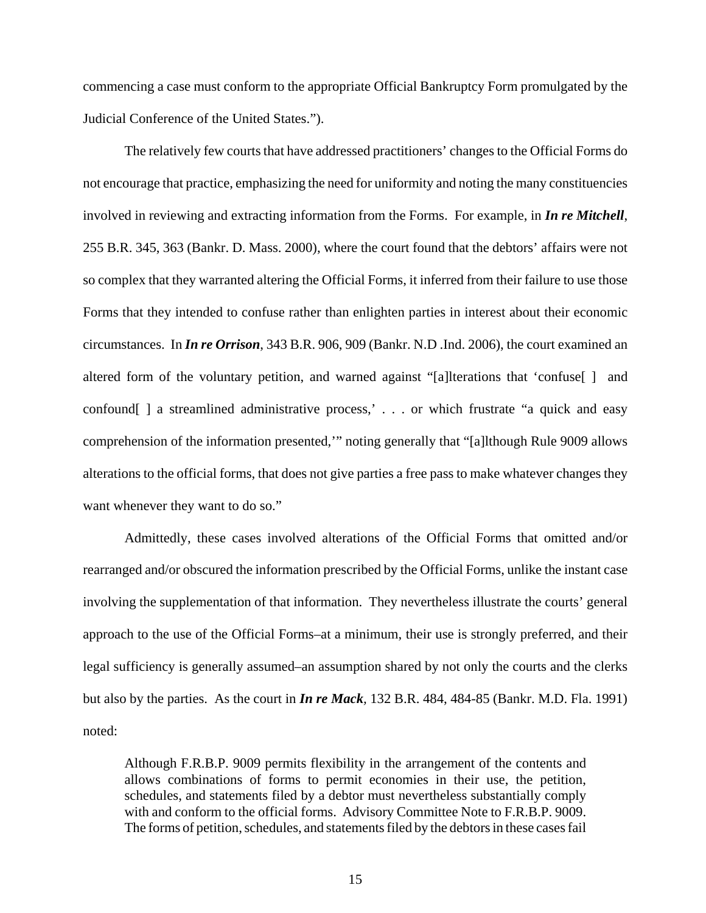commencing a case must conform to the appropriate Official Bankruptcy Form promulgated by the Judicial Conference of the United States.").

The relatively few courts that have addressed practitioners' changes to the Official Forms do not encourage that practice, emphasizing the need for uniformity and noting the many constituencies involved in reviewing and extracting information from the Forms. For example, in ***In re Mitchell***, 255 B.R. 345, 363 (Bankr. D. Mass. 2000), where the court found that the debtors' affairs were not so complex that they warranted altering the Official Forms, it inferred from their failure to use those Forms that they intended to confuse rather than enlighten parties in interest about their economic circumstances. In ***In re Orrison***, 343 B.R. 906, 909 (Bankr. N.D .Ind. 2006), the court examined an altered form of the voluntary petition, and warned against "[a]lterations that 'confuse[ ] and confound[ ] a streamlined administrative process,' . . . or which frustrate "a quick and easy comprehension of the information presented,'" noting generally that "[a]lthough Rule 9009 allows alterations to the official forms, that does not give parties a free pass to make whatever changes they want whenever they want to do so."

Admittedly, these cases involved alterations of the Official Forms that omitted and/or rearranged and/or obscured the information prescribed by the Official Forms, unlike the instant case involving the supplementation of that information. They nevertheless illustrate the courts' general approach to the use of the Official Forms–at a minimum, their use is strongly preferred, and their legal sufficiency is generally assumed–an assumption shared by not only the courts and the clerks but also by the parties. As the court in ***In re Mack***, 132 B.R. 484, 484-85 (Bankr. M.D. Fla. 1991) noted:

> Although F.R.B.P. 9009 permits flexibility in the arrangement of the contents and allows combinations of forms to permit economies in their use, the petition, schedules, and statements filed by a debtor must nevertheless substantially comply with and conform to the official forms. Advisory Committee Note to F.R.B.P. 9009. The forms of petition, schedules, and statements filed by the debtors in these cases fail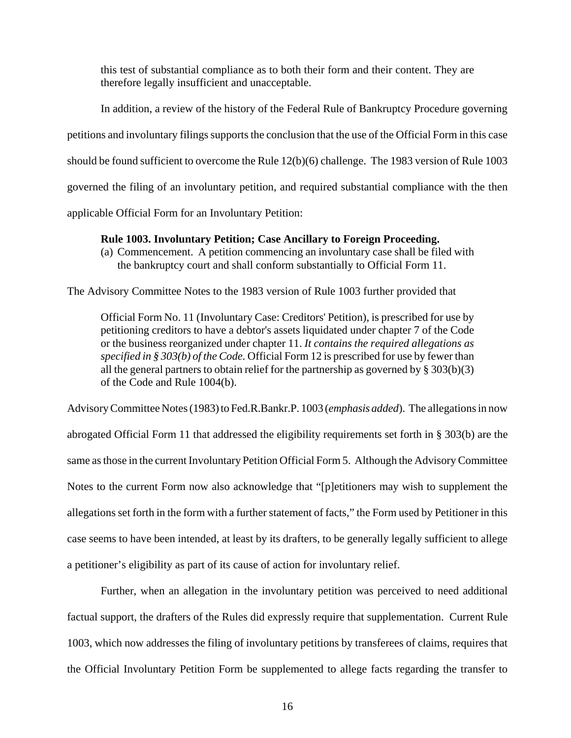> this test of substantial compliance as to both their form and their content. They are therefore legally insufficient and unacceptable.

In addition, a review of the history of the Federal Rule of Bankruptcy Procedure governing petitions and involuntary filings supports the conclusion that the use of the Official Form in this case should be found sufficient to overcome the Rule 12(b)(6) challenge. The 1983 version of Rule 1003 governed the filing of an involuntary petition, and required substantial compliance with the then applicable Official Form for an Involuntary Petition:

> **Rule 1003. Involuntary Petition; Case Ancillary to Foreign Proceeding.**
> (a) Commencement. A petition commencing an involuntary case shall be filed with the bankruptcy court and shall conform substantially to Official Form 11.

The Advisory Committee Notes to the 1983 version of Rule 1003 further provided that

> Official Form No. 11 (Involuntary Case: Creditors' Petition), is prescribed for use by petitioning creditors to have a debtor's assets liquidated under chapter 7 of the Code or the business reorganized under chapter 11. *It contains the required allegations as specified in § 303(b) of the Code.* Official Form 12 is prescribed for use by fewer than all the general partners to obtain relief for the partnership as governed by § 303(b)(3) of the Code and Rule 1004(b).

Advisory Committee Notes (1983) to Fed.R.Bankr.P. 1003 (*emphasis added*). The allegations in now abrogated Official Form 11 that addressed the eligibility requirements set forth in § 303(b) are the same as those in the current Involuntary Petition Official Form 5. Although the Advisory Committee Notes to the current Form now also acknowledge that "[p]etitioners may wish to supplement the allegations set forth in the form with a further statement of facts," the Form used by Petitioner in this case seems to have been intended, at least by its drafters, to be generally legally sufficient to allege a petitioner's eligibility as part of its cause of action for involuntary relief.

Further, when an allegation in the involuntary petition was perceived to need additional factual support, the drafters of the Rules did expressly require that supplementation. Current Rule 1003, which now addresses the filing of involuntary petitions by transferees of claims, requires that the Official Involuntary Petition Form be supplemented to allege facts regarding the transfer to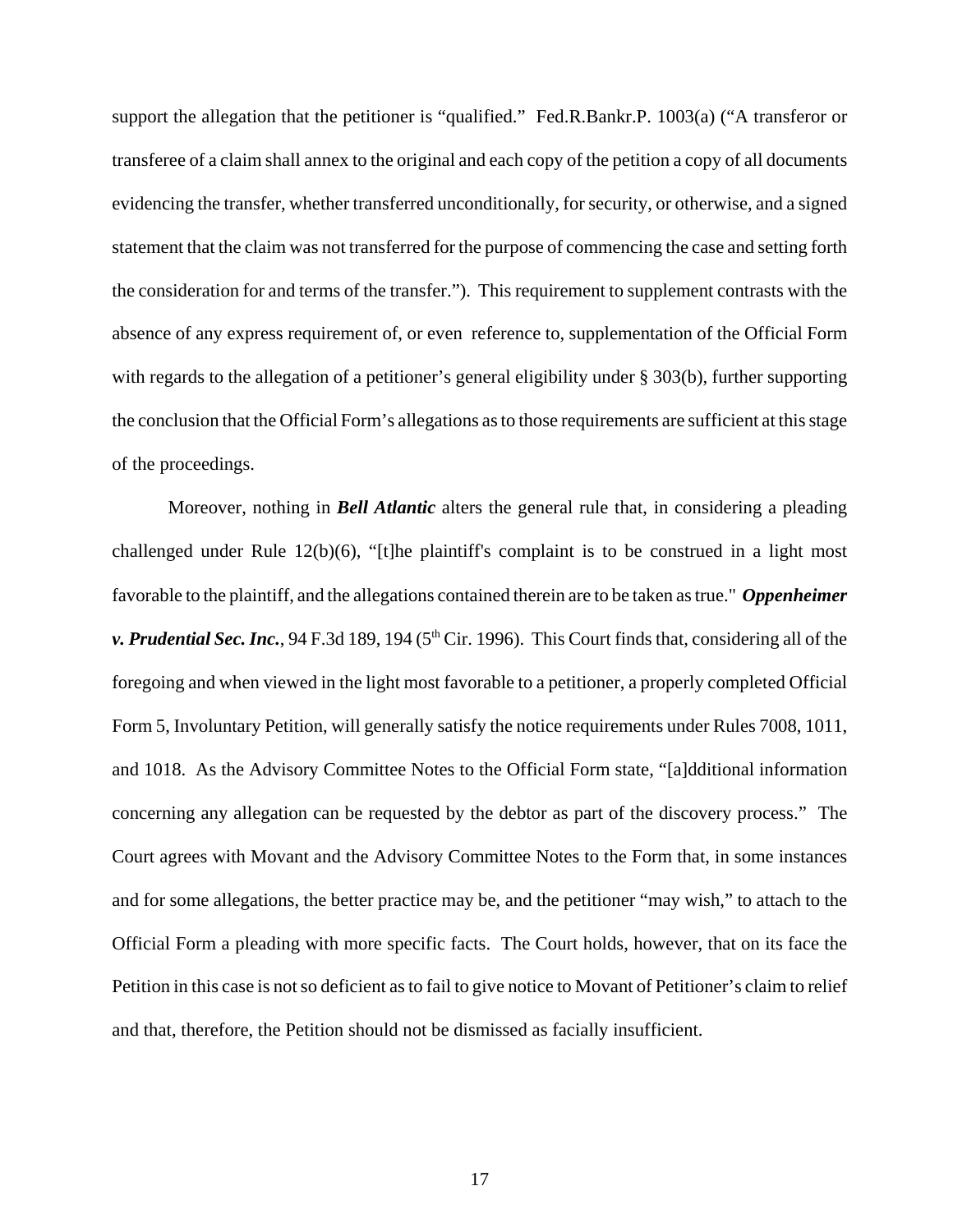support the allegation that the petitioner is "qualified." Fed.R.Bankr.P. 1003(a) ("A transferor or transferee of a claim shall annex to the original and each copy of the petition a copy of all documents evidencing the transfer, whether transferred unconditionally, for security, or otherwise, and a signed statement that the claim was not transferred for the purpose of commencing the case and setting forth the consideration for and terms of the transfer."). This requirement to supplement contrasts with the absence of any express requirement of, or even reference to, supplementation of the Official Form with regards to the allegation of a petitioner's general eligibility under § 303(b), further supporting the conclusion that the Official Form's allegations as to those requirements are sufficient at this stage of the proceedings.

Moreover, nothing in ***Bell Atlantic*** alters the general rule that, in considering a pleading challenged under Rule 12(b)(6), "[t]he plaintiff's complaint is to be construed in a light most favorable to the plaintiff, and the allegations contained therein are to be taken as true." ***Oppenheimer v. Prudential Sec. Inc.***, 94 F.3d 189, 194 (5th Cir. 1996). This Court finds that, considering all of the foregoing and when viewed in the light most favorable to a petitioner, a properly completed Official Form 5, Involuntary Petition, will generally satisfy the notice requirements under Rules 7008, 1011, and 1018. As the Advisory Committee Notes to the Official Form state, "[a]dditional information concerning any allegation can be requested by the debtor as part of the discovery process." The Court agrees with Movant and the Advisory Committee Notes to the Form that, in some instances and for some allegations, the better practice may be, and the petitioner "may wish," to attach to the Official Form a pleading with more specific facts. The Court holds, however, that on its face the Petition in this case is not so deficient as to fail to give notice to Movant of Petitioner's claim to relief and that, therefore, the Petition should not be dismissed as facially insufficient.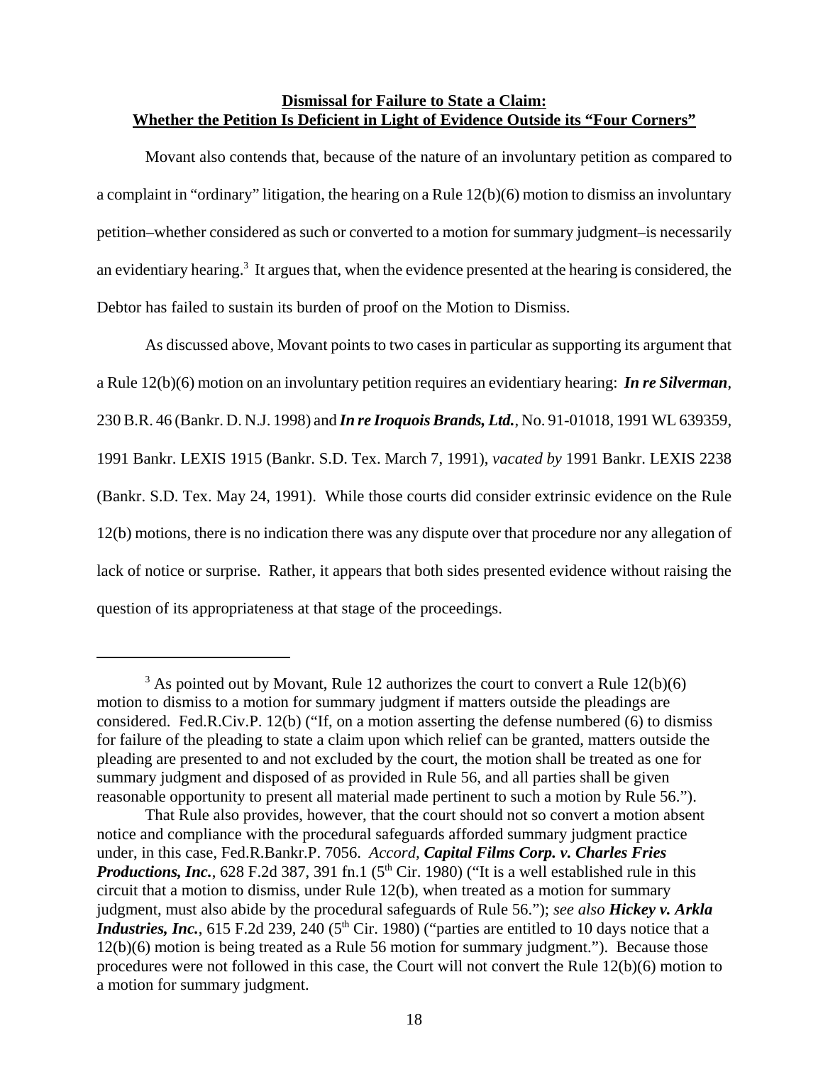**Dismissal for Failure to State a Claim:**
**Whether the Petition Is Deficient in Light of Evidence Outside its "Four Corners"**

Movant also contends that, because of the nature of an involuntary petition as compared to a complaint in "ordinary" litigation, the hearing on a Rule 12(b)(6) motion to dismiss an involuntary petition–whether considered as such or converted to a motion for summary judgment–is necessarily an evidentiary hearing.[3] It argues that, when the evidence presented at the hearing is considered, the Debtor has failed to sustain its burden of proof on the Motion to Dismiss.

As discussed above, Movant points to two cases in particular as supporting its argument that a Rule 12(b)(6) motion on an involuntary petition requires an evidentiary hearing: ***In re Silverman***, 230 B.R. 46 (Bankr. D. N.J. 1998) and ***In re Iroquois Brands, Ltd.***, No. 91-01018, 1991 WL 639359, 1991 Bankr. LEXIS 1915 (Bankr. S.D. Tex. March 7, 1991), *vacated by* 1991 Bankr. LEXIS 2238 (Bankr. S.D. Tex. May 24, 1991). While those courts did consider extrinsic evidence on the Rule 12(b) motions, there is no indication there was any dispute over that procedure nor any allegation of lack of notice or surprise. Rather, it appears that both sides presented evidence without raising the question of its appropriateness at that stage of the proceedings.

---

[3] As pointed out by Movant, Rule 12 authorizes the court to convert a Rule 12(b)(6) motion to dismiss to a motion for summary judgment if matters outside the pleadings are considered. Fed.R.Civ.P. 12(b) ("If, on a motion asserting the defense numbered (6) to dismiss for failure of the pleading to state a claim upon which relief can be granted, matters outside the pleading are presented to and not excluded by the court, the motion shall be treated as one for summary judgment and disposed of as provided in Rule 56, and all parties shall be given reasonable opportunity to present all material made pertinent to such a motion by Rule 56.").

That Rule also provides, however, that the court should not so convert a motion absent notice and compliance with the procedural safeguards afforded summary judgment practice under, in this case, Fed.R.Bankr.P. 7056. *Accord,* ***Capital Films Corp. v. Charles Fries Productions, Inc.***, 628 F.2d 387, 391 fn.1 (5th Cir. 1980) ("It is a well established rule in this circuit that a motion to dismiss, under Rule 12(b), when treated as a motion for summary judgment, must also abide by the procedural safeguards of Rule 56."); *see also* ***Hickey v. Arkla Industries, Inc.***, 615 F.2d 239, 240 (5th Cir. 1980) ("parties are entitled to 10 days notice that a 12(b)(6) motion is being treated as a Rule 56 motion for summary judgment."). Because those procedures were not followed in this case, the Court will not convert the Rule 12(b)(6) motion to a motion for summary judgment.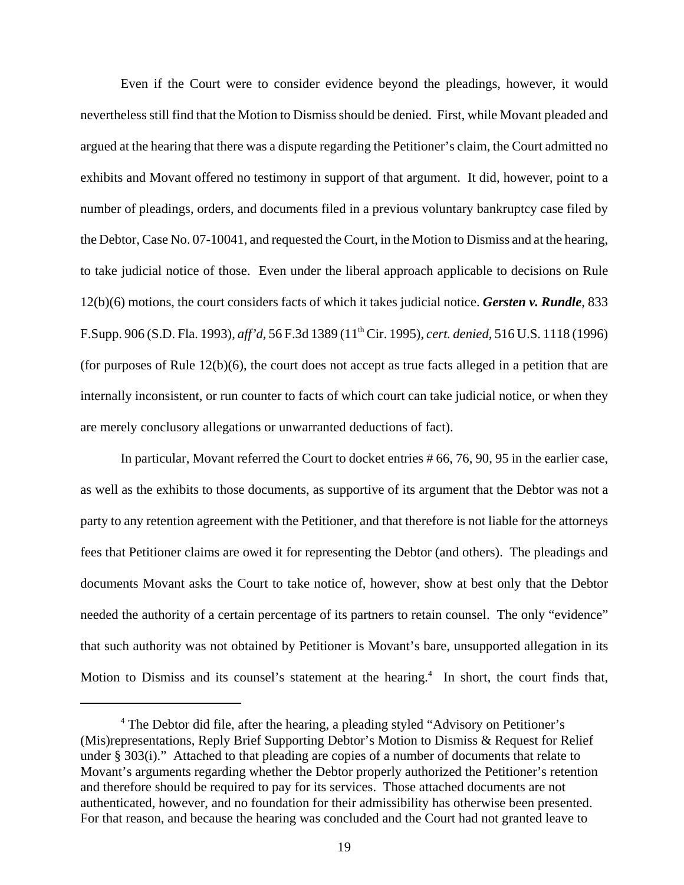Even if the Court were to consider evidence beyond the pleadings, however, it would nevertheless still find that the Motion to Dismiss should be denied. First, while Movant pleaded and argued at the hearing that there was a dispute regarding the Petitioner's claim, the Court admitted no exhibits and Movant offered no testimony in support of that argument. It did, however, point to a number of pleadings, orders, and documents filed in a previous voluntary bankruptcy case filed by the Debtor, Case No. 07-10041, and requested the Court, in the Motion to Dismiss and at the hearing, to take judicial notice of those. Even under the liberal approach applicable to decisions on Rule 12(b)(6) motions, the court considers facts of which it takes judicial notice. ***Gersten v. Rundle***, 833 F.Supp. 906 (S.D. Fla. 1993), *aff'd*, 56 F.3d 1389 (11th Cir. 1995), *cert. denied*, 516 U.S. 1118 (1996) (for purposes of Rule 12(b)(6), the court does not accept as true facts alleged in a petition that are internally inconsistent, or run counter to facts of which court can take judicial notice, or when they are merely conclusory allegations or unwarranted deductions of fact).

In particular, Movant referred the Court to docket entries # 66, 76, 90, 95 in the earlier case, as well as the exhibits to those documents, as supportive of its argument that the Debtor was not a party to any retention agreement with the Petitioner, and that therefore is not liable for the attorneys fees that Petitioner claims are owed it for representing the Debtor (and others). The pleadings and documents Movant asks the Court to take notice of, however, show at best only that the Debtor needed the authority of a certain percentage of its partners to retain counsel. The only "evidence" that such authority was not obtained by Petitioner is Movant's bare, unsupported allegation in its Motion to Dismiss and its counsel's statement at the hearing.[4] In short, the court finds that,

[4] The Debtor did file, after the hearing, a pleading styled "Advisory on Petitioner's (Mis)representations, Reply Brief Supporting Debtor's Motion to Dismiss & Request for Relief under § 303(i)." Attached to that pleading are copies of a number of documents that relate to Movant's arguments regarding whether the Debtor properly authorized the Petitioner's retention and therefore should be required to pay for its services. Those attached documents are not authenticated, however, and no foundation for their admissibility has otherwise been presented. For that reason, and because the hearing was concluded and the Court had not granted leave to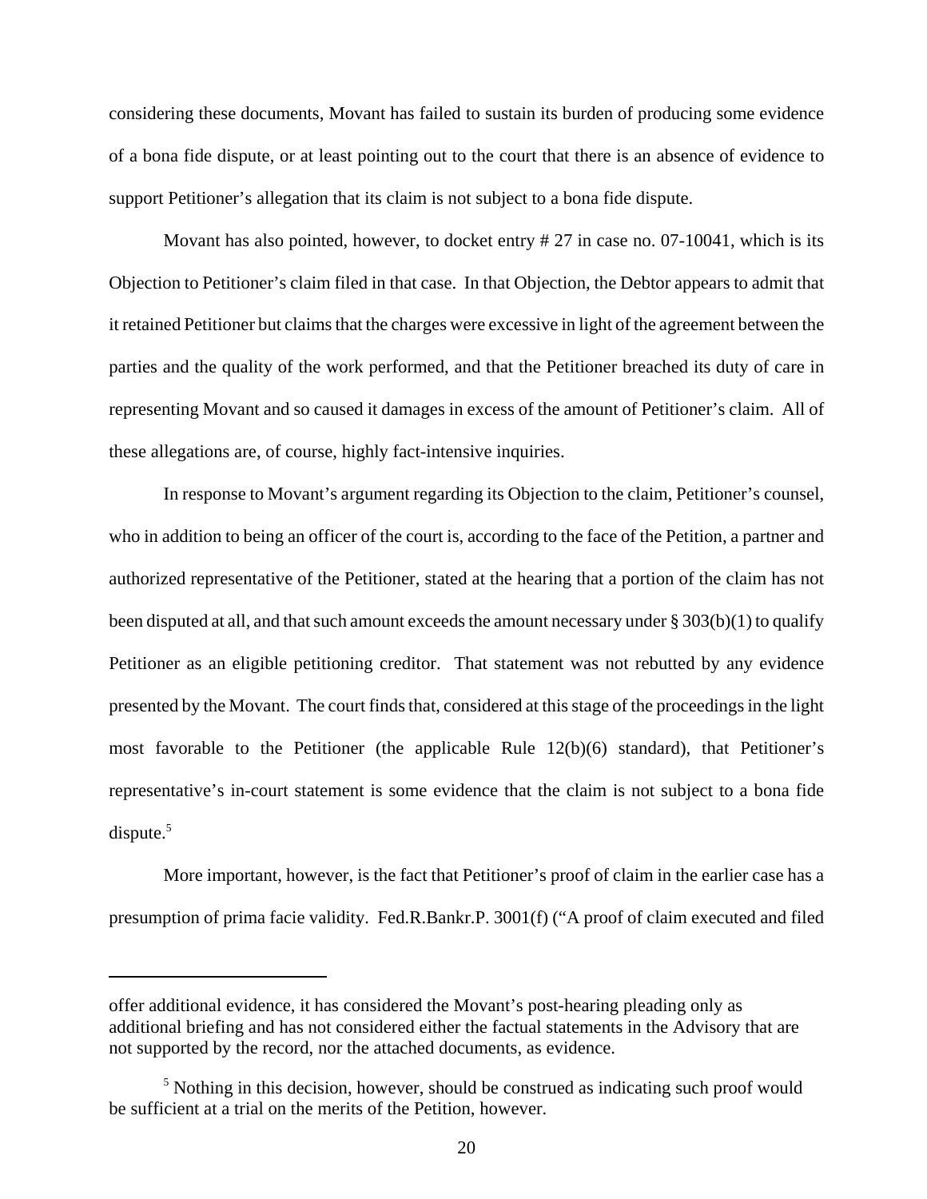considering these documents, Movant has failed to sustain its burden of producing some evidence of a bona fide dispute, or at least pointing out to the court that there is an absence of evidence to support Petitioner's allegation that its claim is not subject to a bona fide dispute.

Movant has also pointed, however, to docket entry # 27 in case no. 07-10041, which is its Objection to Petitioner's claim filed in that case. In that Objection, the Debtor appears to admit that it retained Petitioner but claims that the charges were excessive in light of the agreement between the parties and the quality of the work performed, and that the Petitioner breached its duty of care in representing Movant and so caused it damages in excess of the amount of Petitioner's claim. All of these allegations are, of course, highly fact-intensive inquiries.

In response to Movant's argument regarding its Objection to the claim, Petitioner's counsel, who in addition to being an officer of the court is, according to the face of the Petition, a partner and authorized representative of the Petitioner, stated at the hearing that a portion of the claim has not been disputed at all, and that such amount exceeds the amount necessary under § 303(b)(1) to qualify Petitioner as an eligible petitioning creditor. That statement was not rebutted by any evidence presented by the Movant. The court finds that, considered at this stage of the proceedings in the light most favorable to the Petitioner (the applicable Rule 12(b)(6) standard), that Petitioner's representative's in-court statement is some evidence that the claim is not subject to a bona fide dispute.[5]

More important, however, is the fact that Petitioner's proof of claim in the earlier case has a presumption of prima facie validity. Fed.R.Bankr.P. 3001(f) ("A proof of claim executed and filed

---

offer additional evidence, it has considered the Movant's post-hearing pleading only as additional briefing and has not considered either the factual statements in the Advisory that are not supported by the record, nor the attached documents, as evidence.

[5] Nothing in this decision, however, should be construed as indicating such proof would be sufficient at a trial on the merits of the Petition, however.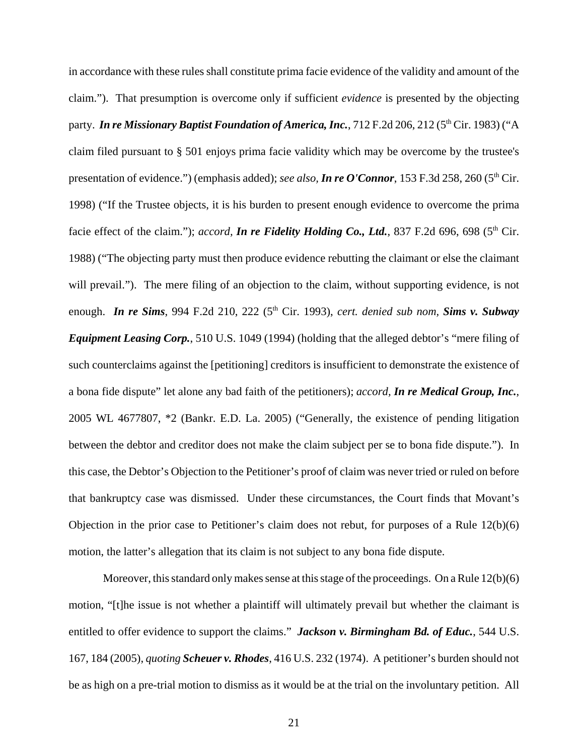in accordance with these rules shall constitute prima facie evidence of the validity and amount of the claim."). That presumption is overcome only if sufficient *evidence* is presented by the objecting party. ***In re Missionary Baptist Foundation of America, Inc.***, 712 F.2d 206, 212 (5th Cir. 1983) ("A claim filed pursuant to § 501 enjoys prima facie validity which may be overcome by the trustee's presentation of evidence.") (emphasis added); *see also,* ***In re O'Connor***, 153 F.3d 258, 260 (5th Cir. 1998) ("If the Trustee objects, it is his burden to present enough evidence to overcome the prima facie effect of the claim."); *accord,* ***In re Fidelity Holding Co., Ltd.***, 837 F.2d 696, 698 (5th Cir. 1988) ("The objecting party must then produce evidence rebutting the claimant or else the claimant will prevail."). The mere filing of an objection to the claim, without supporting evidence, is not enough. ***In re Sims***, 994 F.2d 210, 222 (5th Cir. 1993), *cert. denied sub nom,* ***Sims v. Subway Equipment Leasing Corp.***, 510 U.S. 1049 (1994) (holding that the alleged debtor's "mere filing of such counterclaims against the [petitioning] creditors is insufficient to demonstrate the existence of a bona fide dispute" let alone any bad faith of the petitioners); *accord,* ***In re Medical Group, Inc.***, 2005 WL 4677807, *2 (Bankr. E.D. La. 2005) ("Generally, the existence of pending litigation between the debtor and creditor does not make the claim subject per se to bona fide dispute."). In this case, the Debtor's Objection to the Petitioner's proof of claim was never tried or ruled on before that bankruptcy case was dismissed. Under these circumstances, the Court finds that Movant's Objection in the prior case to Petitioner's claim does not rebut, for purposes of a Rule 12(b)(6) motion, the latter's allegation that its claim is not subject to any bona fide dispute.

Moreover, this standard only makes sense at this stage of the proceedings. On a Rule 12(b)(6) motion, "[t]he issue is not whether a plaintiff will ultimately prevail but whether the claimant is entitled to offer evidence to support the claims." ***Jackson v. Birmingham Bd. of Educ.***, 544 U.S. 167, 184 (2005), *quoting* ***Scheuer v. Rhodes***, 416 U.S. 232 (1974). A petitioner's burden should not be as high on a pre-trial motion to dismiss as it would be at the trial on the involuntary petition. All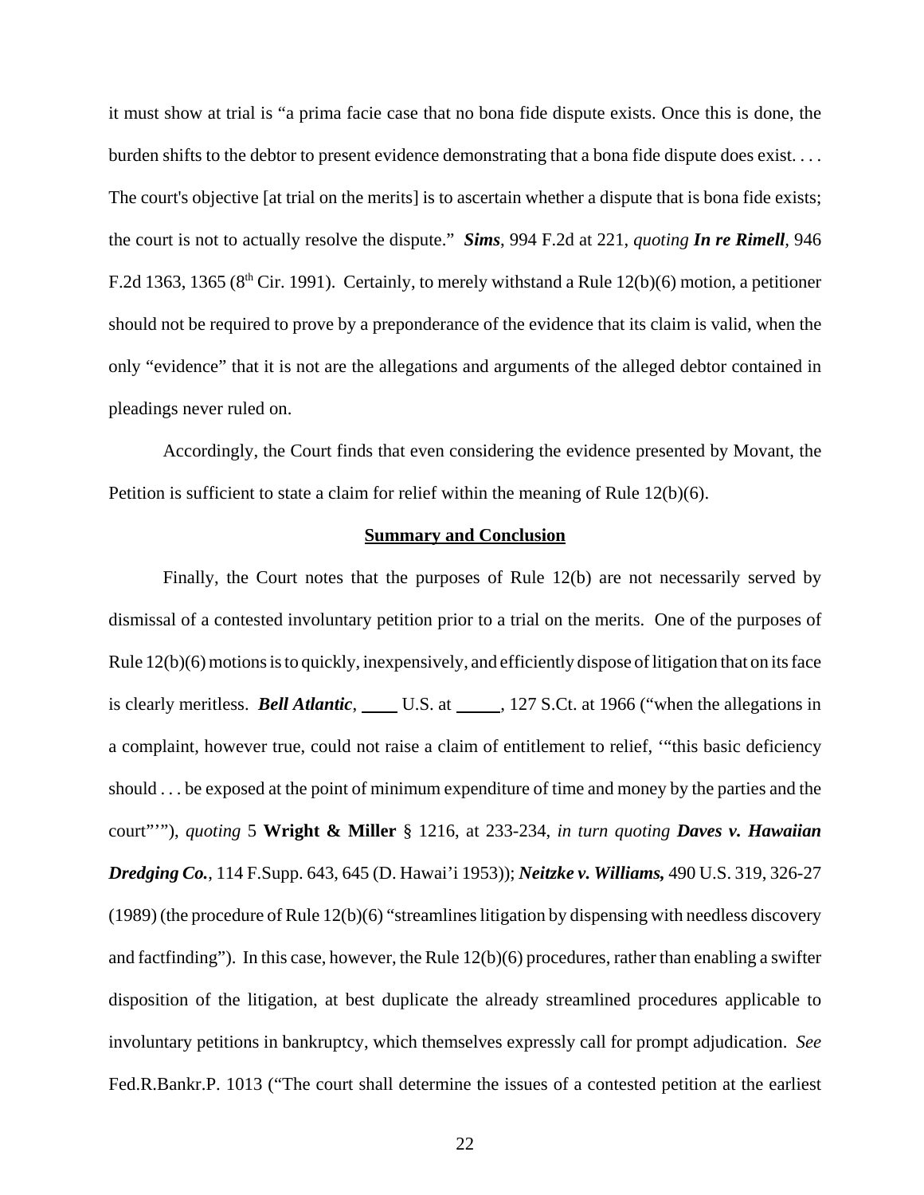it must show at trial is "a prima facie case that no bona fide dispute exists. Once this is done, the burden shifts to the debtor to present evidence demonstrating that a bona fide dispute does exist. . . . The court's objective [at trial on the merits] is to ascertain whether a dispute that is bona fide exists; the court is not to actually resolve the dispute." ***Sims***, 994 F.2d at 221, *quoting* ***In re Rimell***, 946 F.2d 1363, 1365 (8th Cir. 1991). Certainly, to merely withstand a Rule 12(b)(6) motion, a petitioner should not be required to prove by a preponderance of the evidence that its claim is valid, when the only "evidence" that it is not are the allegations and arguments of the alleged debtor contained in pleadings never ruled on.

Accordingly, the Court finds that even considering the evidence presented by Movant, the Petition is sufficient to state a claim for relief within the meaning of Rule 12(b)(6).

**Summary and Conclusion**

Finally, the Court notes that the purposes of Rule 12(b) are not necessarily served by dismissal of a contested involuntary petition prior to a trial on the merits. One of the purposes of Rule 12(b)(6) motions is to quickly, inexpensively, and efficiently dispose of litigation that on its face is clearly meritless. ***Bell Atlantic***, ____ U.S. at _____, 127 S.Ct. at 1966 ("when the allegations in a complaint, however true, could not raise a claim of entitlement to relief, '"this basic deficiency should . . . be exposed at the point of minimum expenditure of time and money by the parties and the court"'"), *quoting* 5 **Wright & Miller** § 1216, at 233-234, *in turn quoting* ***Daves v. Hawaiian Dredging Co.***, 114 F.Supp. 643, 645 (D. Hawai'i 1953)); ***Neitzke v. Williams,*** 490 U.S. 319, 326-27 (1989) (the procedure of Rule 12(b)(6) "streamlines litigation by dispensing with needless discovery and factfinding"). In this case, however, the Rule 12(b)(6) procedures, rather than enabling a swifter disposition of the litigation, at best duplicate the already streamlined procedures applicable to involuntary petitions in bankruptcy, which themselves expressly call for prompt adjudication. *See* Fed.R.Bankr.P. 1013 ("The court shall determine the issues of a contested petition at the earliest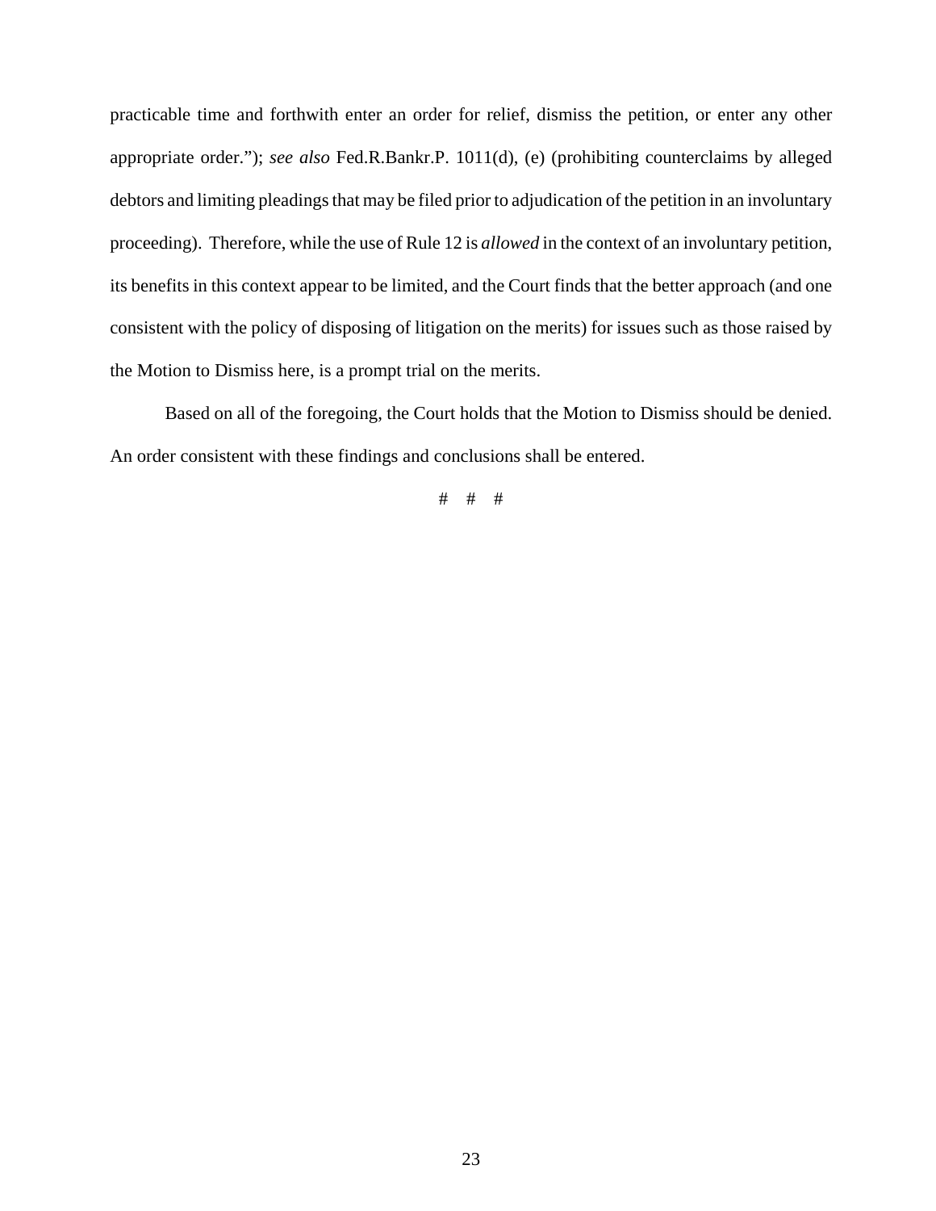practicable time and forthwith enter an order for relief, dismiss the petition, or enter any other appropriate order."); *see also* Fed.R.Bankr.P. 1011(d), (e) (prohibiting counterclaims by alleged debtors and limiting pleadings that may be filed prior to adjudication of the petition in an involuntary proceeding). Therefore, while the use of Rule 12 is *allowed* in the context of an involuntary petition, its benefits in this context appear to be limited, and the Court finds that the better approach (and one consistent with the policy of disposing of litigation on the merits) for issues such as those raised by the Motion to Dismiss here, is a prompt trial on the merits.

Based on all of the foregoing, the Court holds that the Motion to Dismiss should be denied. An order consistent with these findings and conclusions shall be entered.

# # #